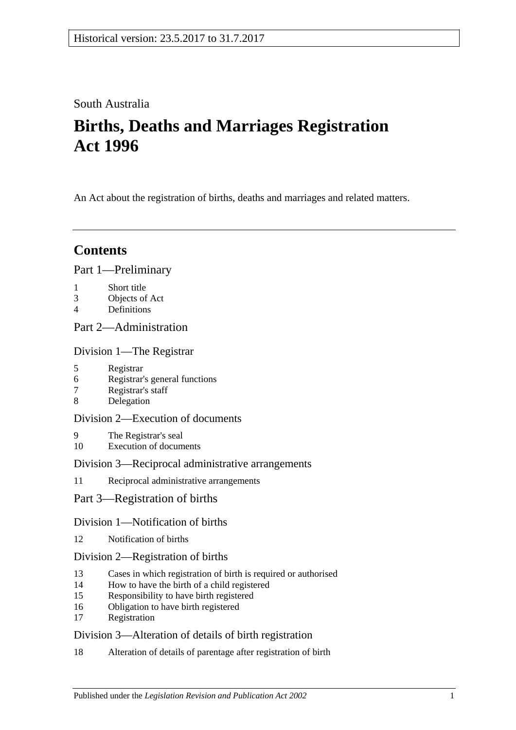South Australia

# Births, Deaths and Marriages Registration Act 1996

An Act about the registration of births, deaths and marriages and related matters.

---

## Contents

Part 1—Preliminary

1 Short title
3 Objects of Act
4 Definitions

Part 2—Administration

Division 1—The Registrar

5 Registrar
6 Registrar's general functions
7 Registrar's staff
8 Delegation

Division 2—Execution of documents

9 The Registrar's seal
10 Execution of documents

Division 3—Reciprocal administrative arrangements

11 Reciprocal administrative arrangements

Part 3—Registration of births

Division 1—Notification of births

12 Notification of births

Division 2—Registration of births

13 Cases in which registration of birth is required or authorised
14 How to have the birth of a child registered
15 Responsibility to have birth registered
16 Obligation to have birth registered
17 Registration

Division 3—Alteration of details of birth registration

18 Alteration of details of parentage after registration of birth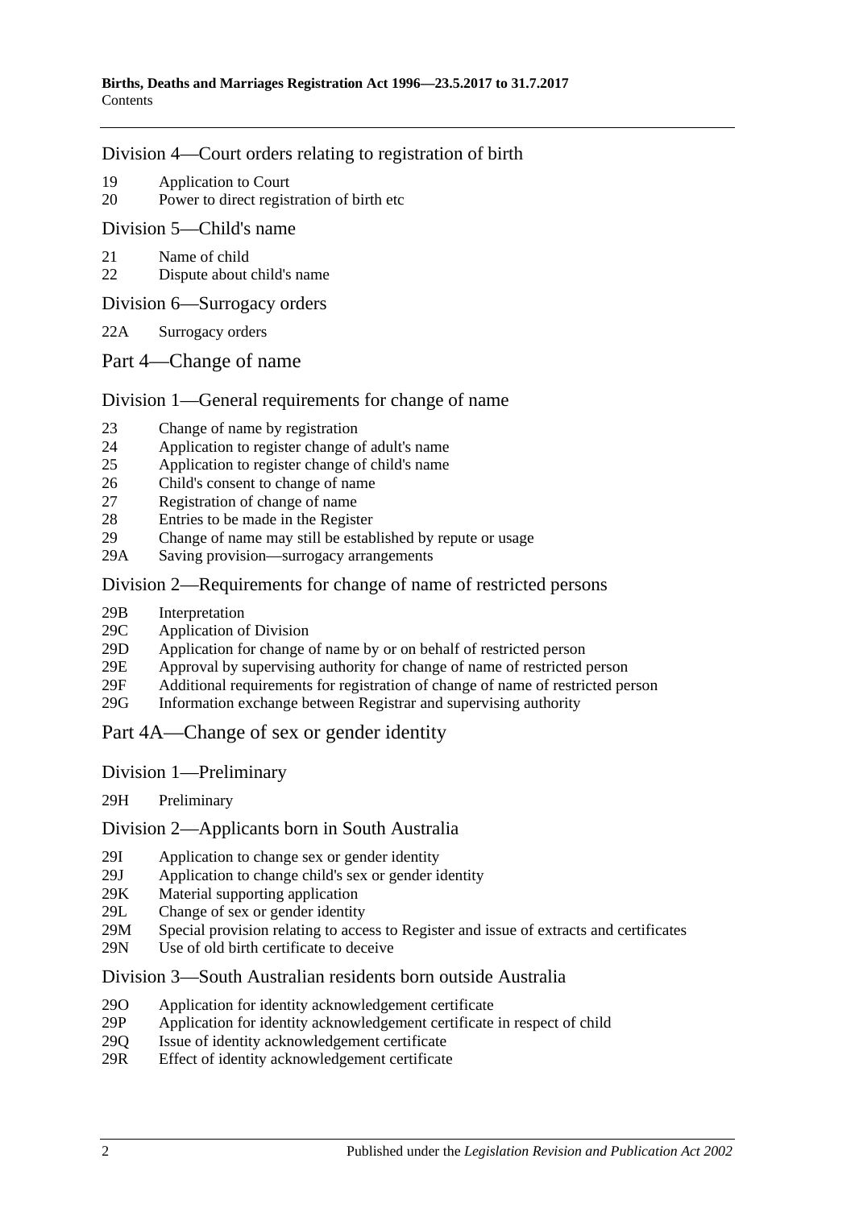## Division 4—Court orders relating to registration of birth

19 Application to Court
20 Power to direct registration of birth etc

## Division 5—Child's name

21 Name of child
22 Dispute about child's name

## Division 6—Surrogacy orders

22A Surrogacy orders

# Part 4—Change of name

## Division 1—General requirements for change of name

23 Change of name by registration
24 Application to register change of adult's name
25 Application to register change of child's name
26 Child's consent to change of name
27 Registration of change of name
28 Entries to be made in the Register
29 Change of name may still be established by repute or usage
29A Saving provision—surrogacy arrangements

## Division 2—Requirements for change of name of restricted persons

29B Interpretation
29C Application of Division
29D Application for change of name by or on behalf of restricted person
29E Approval by supervising authority for change of name of restricted person
29F Additional requirements for registration of change of name of restricted person
29G Information exchange between Registrar and supervising authority

# Part 4A—Change of sex or gender identity

## Division 1—Preliminary

29H Preliminary

## Division 2—Applicants born in South Australia

29I Application to change sex or gender identity
29J Application to change child's sex or gender identity
29K Material supporting application
29L Change of sex or gender identity
29M Special provision relating to access to Register and issue of extracts and certificates
29N Use of old birth certificate to deceive

## Division 3—South Australian residents born outside Australia

29O Application for identity acknowledgement certificate
29P Application for identity acknowledgement certificate in respect of child
29Q Issue of identity acknowledgement certificate
29R Effect of identity acknowledgement certificate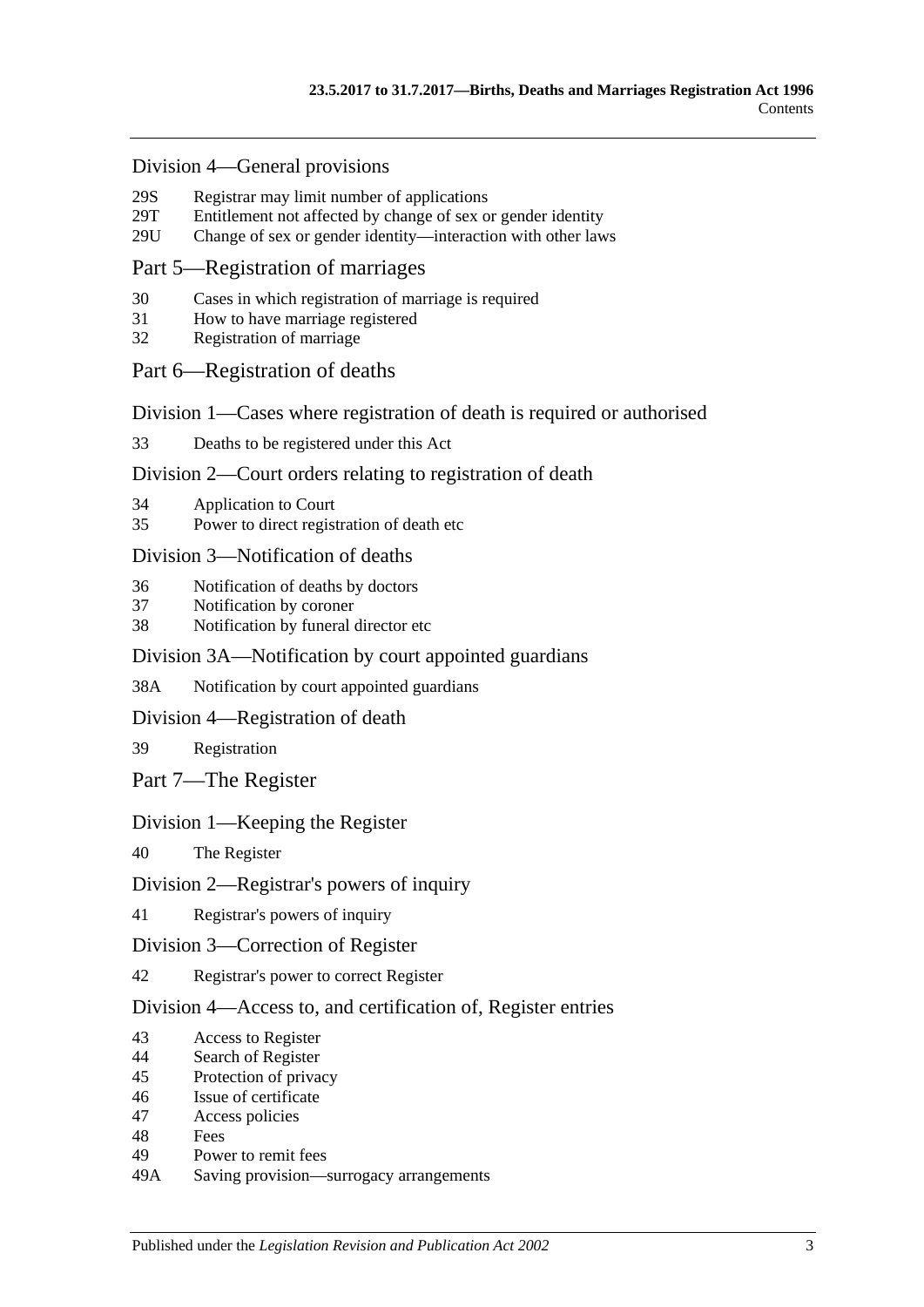### Division 4—General provisions

29S Registrar may limit number of applications
29T Entitlement not affected by change of sex or gender identity
29U Change of sex or gender identity—interaction with other laws

## Part 5—Registration of marriages

30 Cases in which registration of marriage is required
31 How to have marriage registered
32 Registration of marriage

## Part 6—Registration of deaths

### Division 1—Cases where registration of death is required or authorised

33 Deaths to be registered under this Act

### Division 2—Court orders relating to registration of death

34 Application to Court
35 Power to direct registration of death etc

### Division 3—Notification of deaths

36 Notification of deaths by doctors
37 Notification by coroner
38 Notification by funeral director etc

### Division 3A—Notification by court appointed guardians

38A Notification by court appointed guardians

### Division 4—Registration of death

39 Registration

## Part 7—The Register

### Division 1—Keeping the Register

40 The Register

### Division 2—Registrar's powers of inquiry

41 Registrar's powers of inquiry

### Division 3—Correction of Register

42 Registrar's power to correct Register

### Division 4—Access to, and certification of, Register entries

43 Access to Register
44 Search of Register
45 Protection of privacy
46 Issue of certificate
47 Access policies
48 Fees
49 Power to remit fees
49A Saving provision—surrogacy arrangements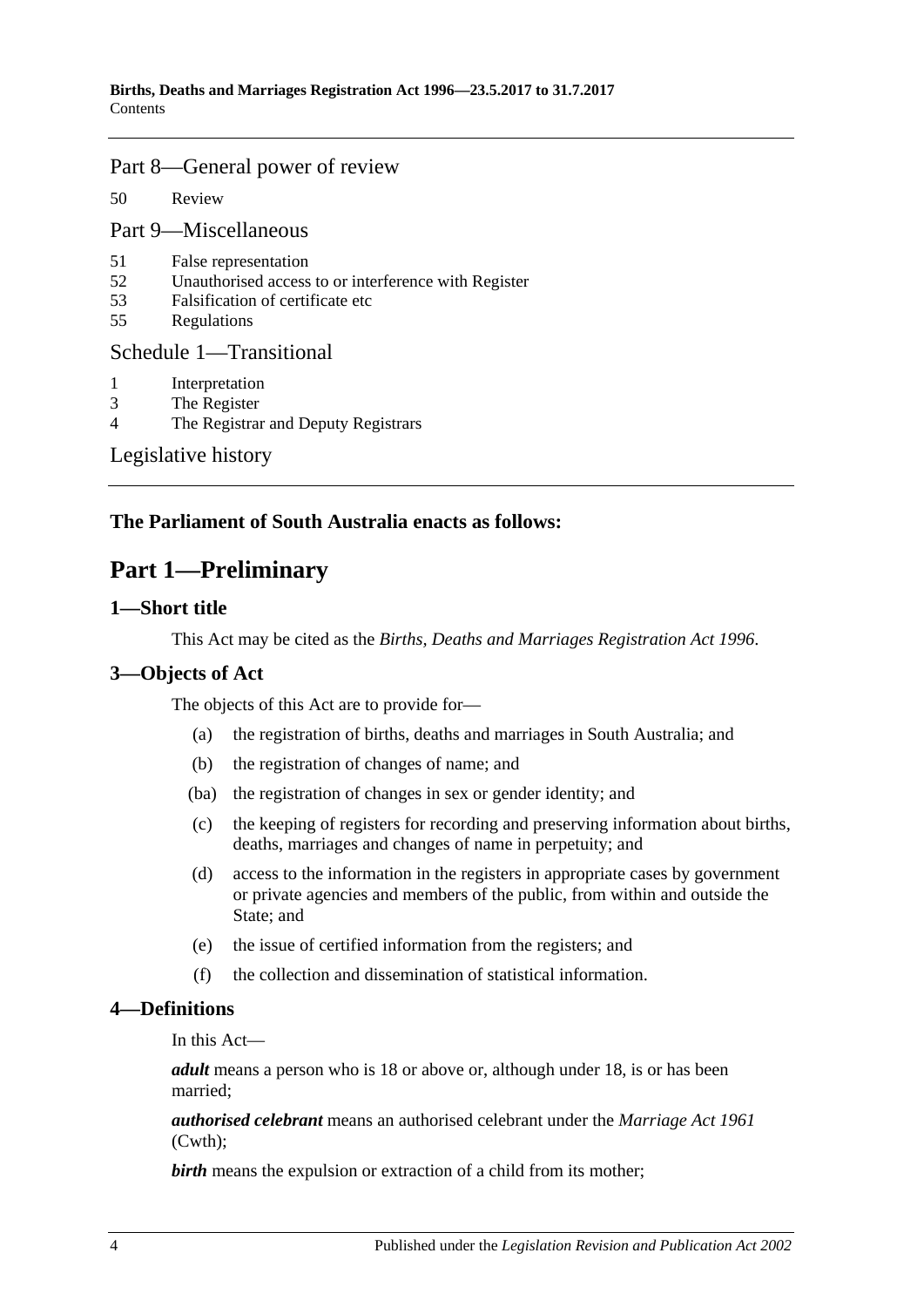## Part 8—General power of review

50 Review

## Part 9—Miscellaneous

51 False representation
52 Unauthorised access to or interference with Register
53 Falsification of certificate etc
55 Regulations

## Schedule 1—Transitional

1 Interpretation
3 The Register
4 The Registrar and Deputy Registrars

## Legislative history

**The Parliament of South Australia enacts as follows:**

# Part 1—Preliminary

## 1—Short title

This Act may be cited as the *Births, Deaths and Marriages Registration Act 1996*.

## 3—Objects of Act

The objects of this Act are to provide for—

(a) the registration of births, deaths and marriages in South Australia; and

(b) the registration of changes of name; and

(ba) the registration of changes in sex or gender identity; and

(c) the keeping of registers for recording and preserving information about births, deaths, marriages and changes of name in perpetuity; and

(d) access to the information in the registers in appropriate cases by government or private agencies and members of the public, from within and outside the State; and

(e) the issue of certified information from the registers; and

(f) the collection and dissemination of statistical information.

## 4—Definitions

In this Act—

***adult*** means a person who is 18 or above or, although under 18, is or has been married;

***authorised celebrant*** means an authorised celebrant under the *Marriage Act 1961* (Cwth);

***birth*** means the expulsion or extraction of a child from its mother;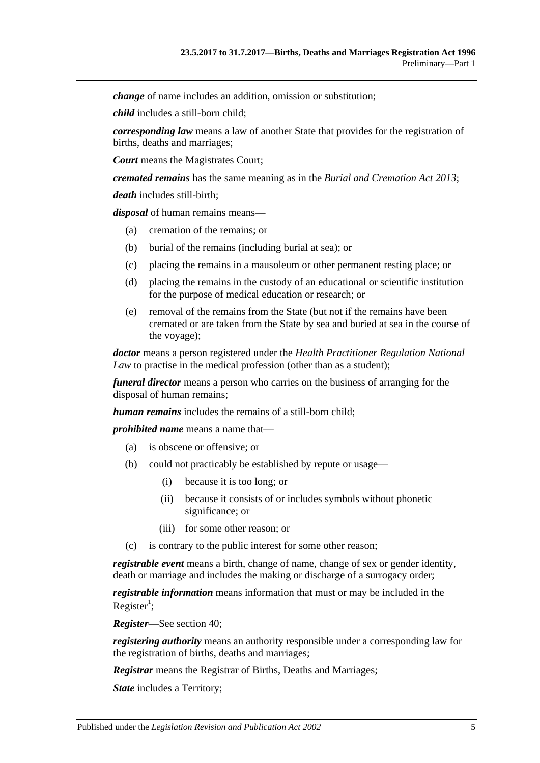***change*** of name includes an addition, omission or substitution;

***child*** includes a still-born child;

***corresponding law*** means a law of another State that provides for the registration of births, deaths and marriages;

***Court*** means the Magistrates Court;

***cremated remains*** has the same meaning as in the *Burial and Cremation Act 2013*;

***death*** includes still-birth;

***disposal*** of human remains means—

- (a) cremation of the remains; or
- (b) burial of the remains (including burial at sea); or
- (c) placing the remains in a mausoleum or other permanent resting place; or
- (d) placing the remains in the custody of an educational or scientific institution for the purpose of medical education or research; or
- (e) removal of the remains from the State (but not if the remains have been cremated or are taken from the State by sea and buried at sea in the course of the voyage);

***doctor*** means a person registered under the *Health Practitioner Regulation National Law* to practise in the medical profession (other than as a student);

***funeral director*** means a person who carries on the business of arranging for the disposal of human remains;

***human remains*** includes the remains of a still-born child;

***prohibited name*** means a name that—

- (a) is obscene or offensive; or
- (b) could not practicably be established by repute or usage—
  - (i) because it is too long; or
  - (ii) because it consists of or includes symbols without phonetic significance; or
  - (iii) for some other reason; or
- (c) is contrary to the public interest for some other reason;

***registrable event*** means a birth, change of name, change of sex or gender identity, death or marriage and includes the making or discharge of a surrogacy order;

***registrable information*** means information that must or may be included in the Register[1];

***Register***—See section 40;

***registering authority*** means an authority responsible under a corresponding law for the registration of births, deaths and marriages;

***Registrar*** means the Registrar of Births, Deaths and Marriages;

***State*** includes a Territory;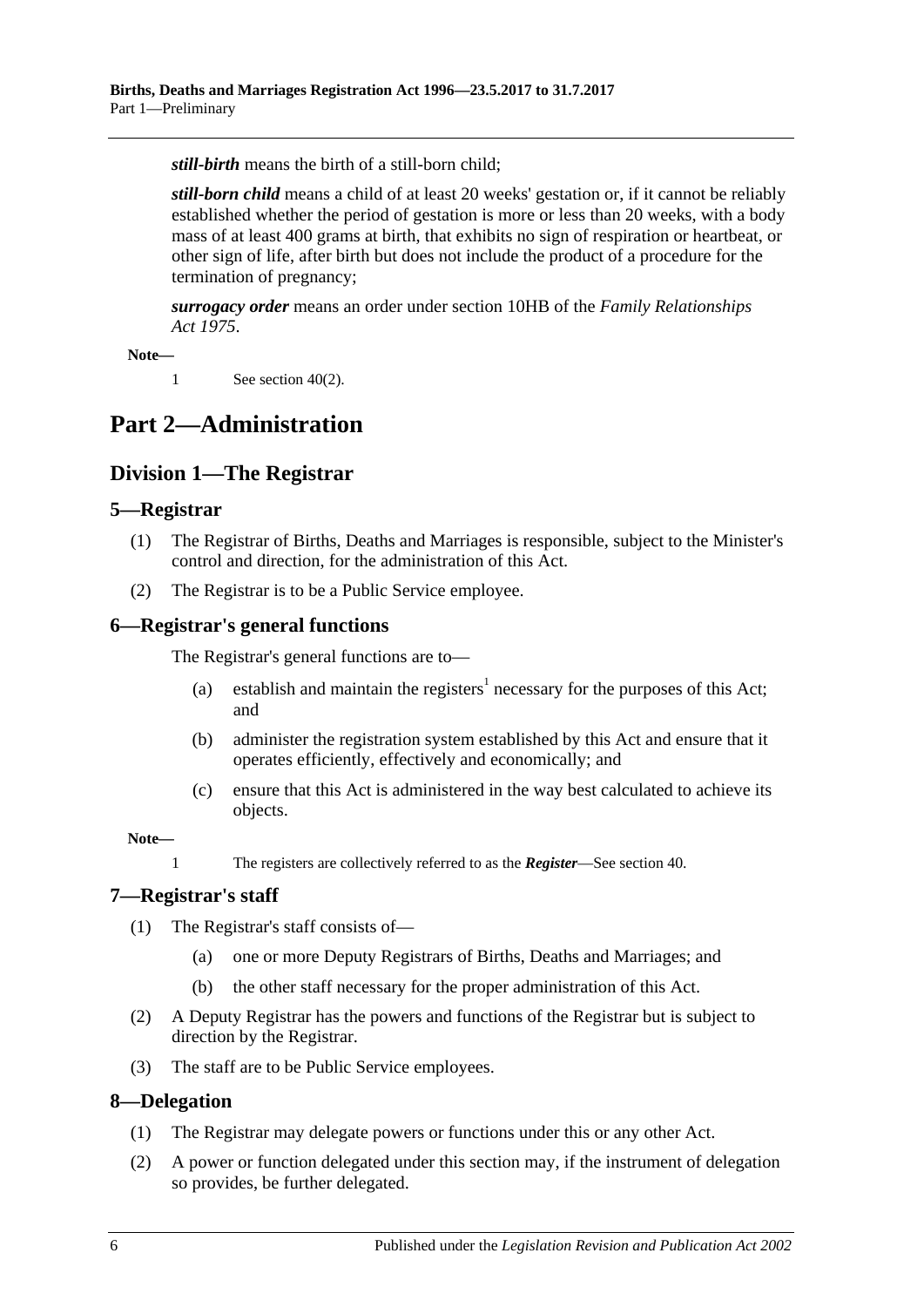***still-birth*** means the birth of a still-born child;

***still-born child*** means a child of at least 20 weeks' gestation or, if it cannot be reliably established whether the period of gestation is more or less than 20 weeks, with a body mass of at least 400 grams at birth, that exhibits no sign of respiration or heartbeat, or other sign of life, after birth but does not include the product of a procedure for the termination of pregnancy;

***surrogacy order*** means an order under section 10HB of the *Family Relationships Act 1975*.

**Note—**

1 See section 40(2).

# Part 2—Administration

## Division 1—The Registrar

### 5—Registrar

(1) The Registrar of Births, Deaths and Marriages is responsible, subject to the Minister's control and direction, for the administration of this Act.

(2) The Registrar is to be a Public Service employee.

### 6—Registrar's general functions

The Registrar's general functions are to—

(a) establish and maintain the registers[1] necessary for the purposes of this Act; and

(b) administer the registration system established by this Act and ensure that it operates efficiently, effectively and economically; and

(c) ensure that this Act is administered in the way best calculated to achieve its objects.

**Note—**

1 The registers are collectively referred to as the ***Register***—See section 40.

### 7—Registrar's staff

(1) The Registrar's staff consists of—

(a) one or more Deputy Registrars of Births, Deaths and Marriages; and

(b) the other staff necessary for the proper administration of this Act.

(2) A Deputy Registrar has the powers and functions of the Registrar but is subject to direction by the Registrar.

(3) The staff are to be Public Service employees.

### 8—Delegation

(1) The Registrar may delegate powers or functions under this or any other Act.

(2) A power or function delegated under this section may, if the instrument of delegation so provides, be further delegated.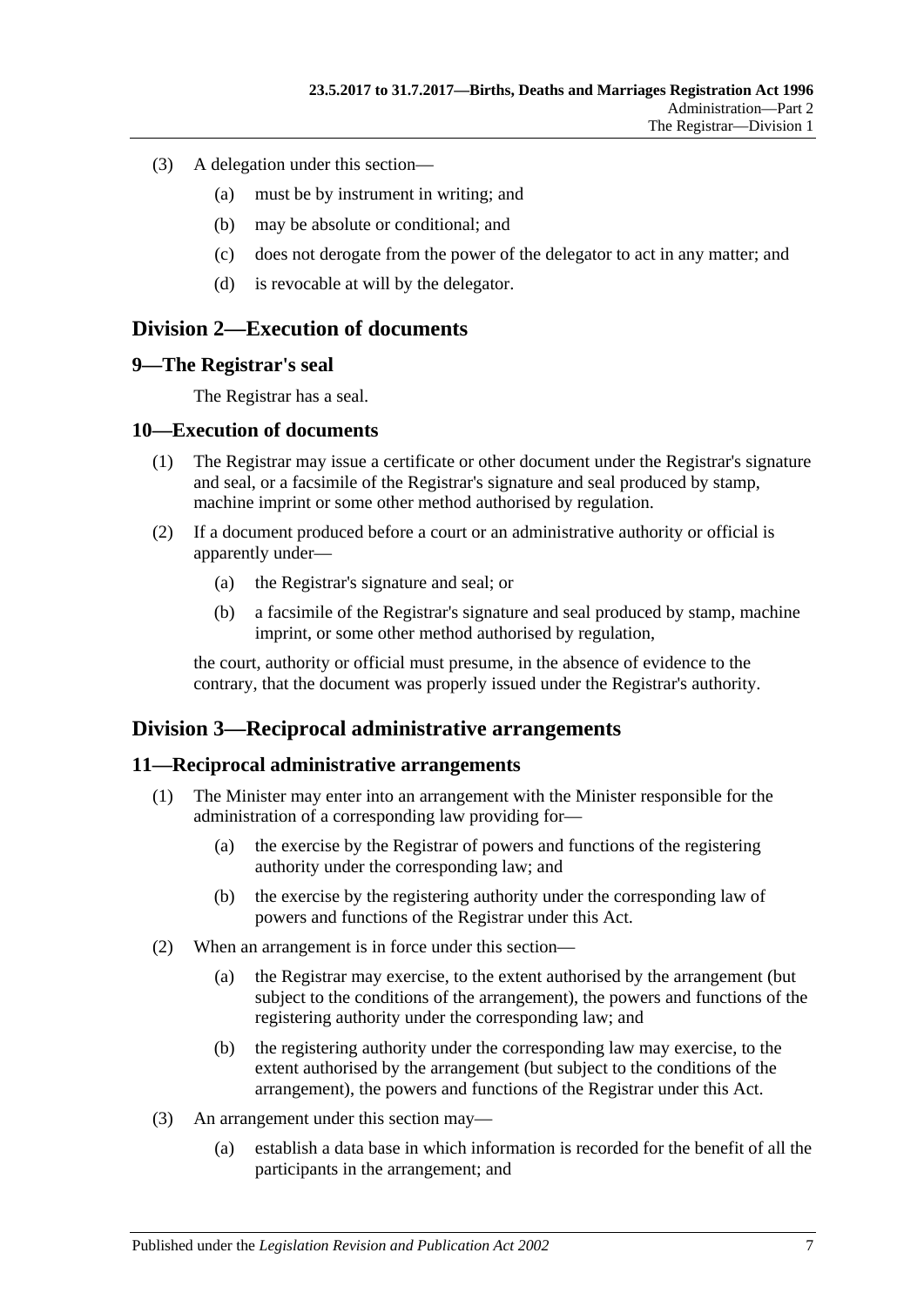(3) A delegation under this section—

(a) must be by instrument in writing; and

(b) may be absolute or conditional; and

(c) does not derogate from the power of the delegator to act in any matter; and

(d) is revocable at will by the delegator.

## Division 2—Execution of documents

### 9—The Registrar's seal

The Registrar has a seal.

### 10—Execution of documents

(1) The Registrar may issue a certificate or other document under the Registrar's signature and seal, or a facsimile of the Registrar's signature and seal produced by stamp, machine imprint or some other method authorised by regulation.

(2) If a document produced before a court or an administrative authority or official is apparently under—

(a) the Registrar's signature and seal; or

(b) a facsimile of the Registrar's signature and seal produced by stamp, machine imprint, or some other method authorised by regulation,

the court, authority or official must presume, in the absence of evidence to the contrary, that the document was properly issued under the Registrar's authority.

## Division 3—Reciprocal administrative arrangements

### 11—Reciprocal administrative arrangements

(1) The Minister may enter into an arrangement with the Minister responsible for the administration of a corresponding law providing for—

(a) the exercise by the Registrar of powers and functions of the registering authority under the corresponding law; and

(b) the exercise by the registering authority under the corresponding law of powers and functions of the Registrar under this Act.

(2) When an arrangement is in force under this section—

(a) the Registrar may exercise, to the extent authorised by the arrangement (but subject to the conditions of the arrangement), the powers and functions of the registering authority under the corresponding law; and

(b) the registering authority under the corresponding law may exercise, to the extent authorised by the arrangement (but subject to the conditions of the arrangement), the powers and functions of the Registrar under this Act.

(3) An arrangement under this section may—

(a) establish a data base in which information is recorded for the benefit of all the participants in the arrangement; and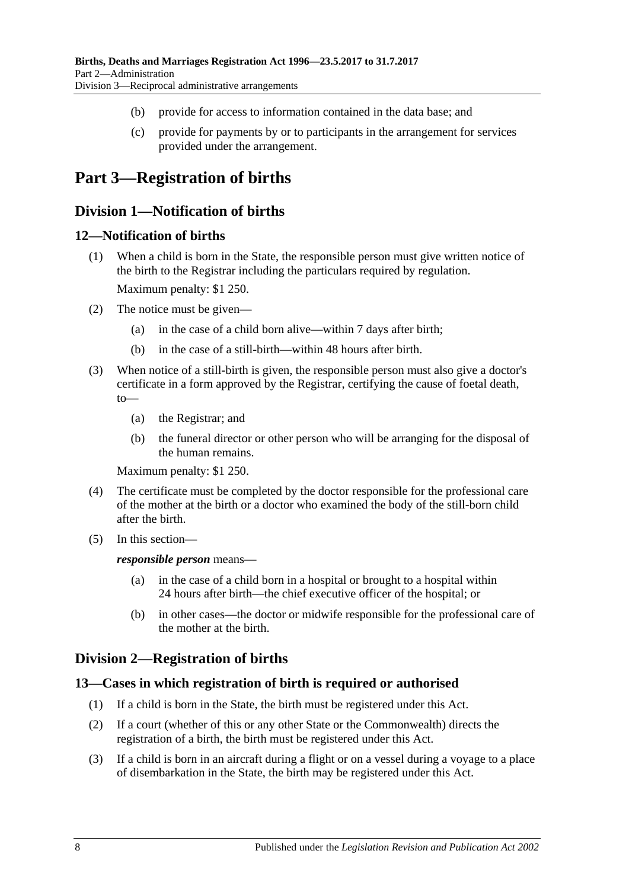(b) provide for access to information contained in the data base; and

(c) provide for payments by or to participants in the arrangement for services provided under the arrangement.

# Part 3—Registration of births

## Division 1—Notification of births

### 12—Notification of births

(1) When a child is born in the State, the responsible person must give written notice of the birth to the Registrar including the particulars required by regulation.

Maximum penalty: $1 250.

(2) The notice must be given—

(a) in the case of a child born alive—within 7 days after birth;

(b) in the case of a still-birth—within 48 hours after birth.

(3) When notice of a still-birth is given, the responsible person must also give a doctor's certificate in a form approved by the Registrar, certifying the cause of foetal death, to—

(a) the Registrar; and

(b) the funeral director or other person who will be arranging for the disposal of the human remains.

Maximum penalty: $1 250.

(4) The certificate must be completed by the doctor responsible for the professional care of the mother at the birth or a doctor who examined the body of the still-born child after the birth.

(5) In this section—

***responsible person*** means—

(a) in the case of a child born in a hospital or brought to a hospital within 24 hours after birth—the chief executive officer of the hospital; or

(b) in other cases—the doctor or midwife responsible for the professional care of the mother at the birth.

## Division 2—Registration of births

### 13—Cases in which registration of birth is required or authorised

(1) If a child is born in the State, the birth must be registered under this Act.

(2) If a court (whether of this or any other State or the Commonwealth) directs the registration of a birth, the birth must be registered under this Act.

(3) If a child is born in an aircraft during a flight or on a vessel during a voyage to a place of disembarkation in the State, the birth may be registered under this Act.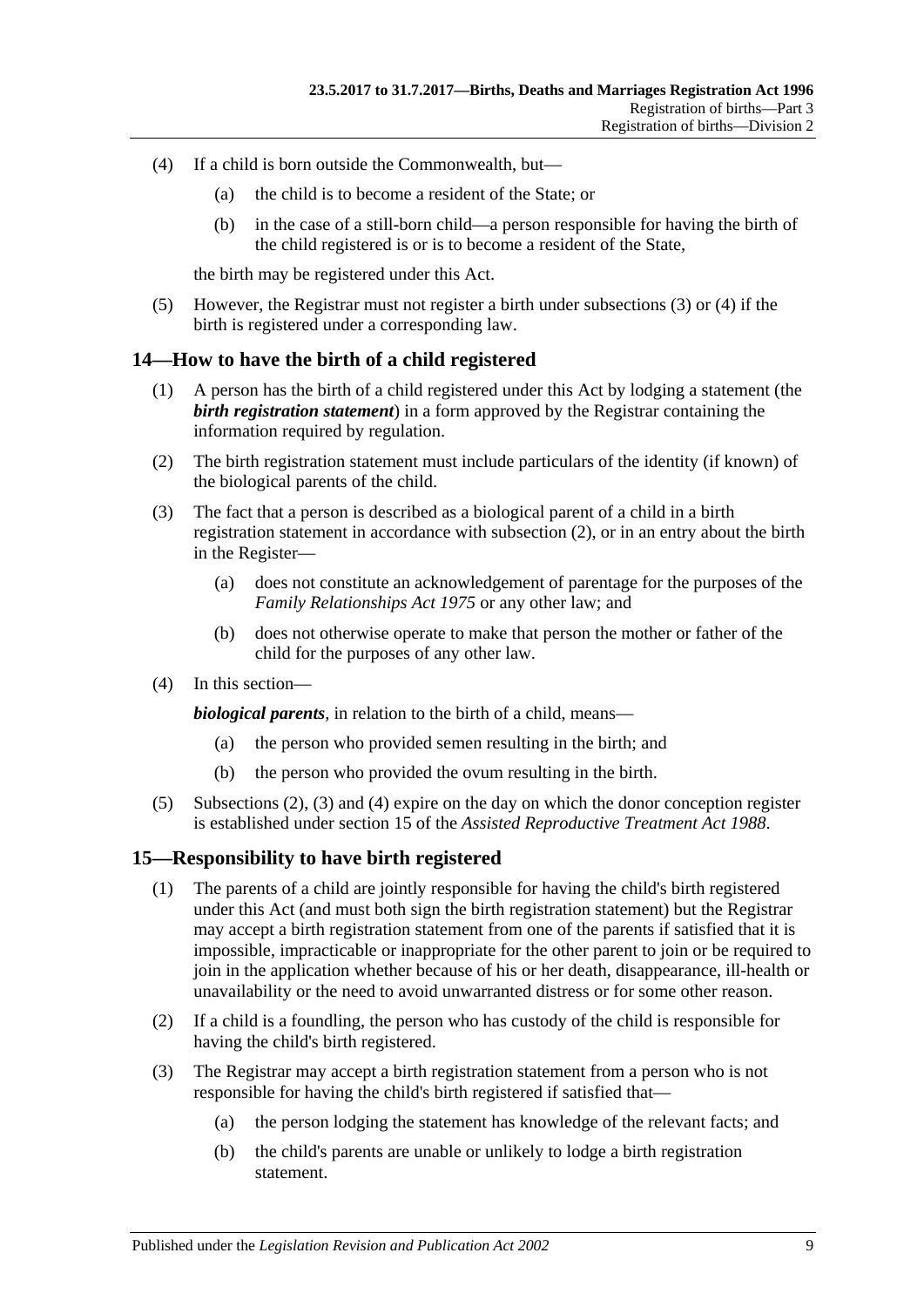(4) If a child is born outside the Commonwealth, but—

(a) the child is to become a resident of the State; or

(b) in the case of a still-born child—a person responsible for having the birth of the child registered is or is to become a resident of the State,

the birth may be registered under this Act.

(5) However, the Registrar must not register a birth under subsections (3) or (4) if the birth is registered under a corresponding law.

## 14—How to have the birth of a child registered

(1) A person has the birth of a child registered under this Act by lodging a statement (the ***birth registration statement***) in a form approved by the Registrar containing the information required by regulation.

(2) The birth registration statement must include particulars of the identity (if known) of the biological parents of the child.

(3) The fact that a person is described as a biological parent of a child in a birth registration statement in accordance with subsection (2), or in an entry about the birth in the Register—

(a) does not constitute an acknowledgement of parentage for the purposes of the *Family Relationships Act 1975* or any other law; and

(b) does not otherwise operate to make that person the mother or father of the child for the purposes of any other law.

(4) In this section—

***biological parents***, in relation to the birth of a child, means—

(a) the person who provided semen resulting in the birth; and

(b) the person who provided the ovum resulting in the birth.

(5) Subsections (2), (3) and (4) expire on the day on which the donor conception register is established under section 15 of the *Assisted Reproductive Treatment Act 1988*.

## 15—Responsibility to have birth registered

(1) The parents of a child are jointly responsible for having the child's birth registered under this Act (and must both sign the birth registration statement) but the Registrar may accept a birth registration statement from one of the parents if satisfied that it is impossible, impracticable or inappropriate for the other parent to join or be required to join in the application whether because of his or her death, disappearance, ill-health or unavailability or the need to avoid unwarranted distress or for some other reason.

(2) If a child is a foundling, the person who has custody of the child is responsible for having the child's birth registered.

(3) The Registrar may accept a birth registration statement from a person who is not responsible for having the child's birth registered if satisfied that—

(a) the person lodging the statement has knowledge of the relevant facts; and

(b) the child's parents are unable or unlikely to lodge a birth registration statement.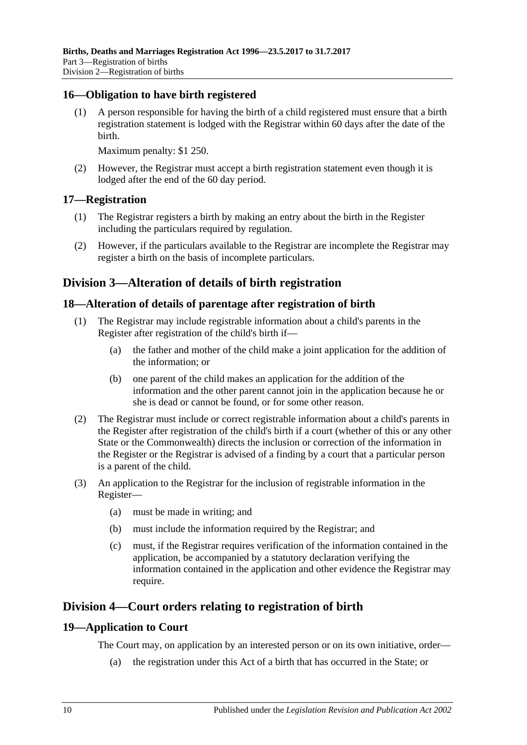## 16—Obligation to have birth registered

(1) A person responsible for having the birth of a child registered must ensure that a birth registration statement is lodged with the Registrar within 60 days after the date of the birth.

Maximum penalty: $1 250.

(2) However, the Registrar must accept a birth registration statement even though it is lodged after the end of the 60 day period.

## 17—Registration

(1) The Registrar registers a birth by making an entry about the birth in the Register including the particulars required by regulation.

(2) However, if the particulars available to the Registrar are incomplete the Registrar may register a birth on the basis of incomplete particulars.

# Division 3—Alteration of details of birth registration

## 18—Alteration of details of parentage after registration of birth

(1) The Registrar may include registrable information about a child's parents in the Register after registration of the child's birth if—

- (a) the father and mother of the child make a joint application for the addition of the information; or
- (b) one parent of the child makes an application for the addition of the information and the other parent cannot join in the application because he or she is dead or cannot be found, or for some other reason.

(2) The Registrar must include or correct registrable information about a child's parents in the Register after registration of the child's birth if a court (whether of this or any other State or the Commonwealth) directs the inclusion or correction of the information in the Register or the Registrar is advised of a finding by a court that a particular person is a parent of the child.

(3) An application to the Registrar for the inclusion of registrable information in the Register—

- (a) must be made in writing; and
- (b) must include the information required by the Registrar; and
- (c) must, if the Registrar requires verification of the information contained in the application, be accompanied by a statutory declaration verifying the information contained in the application and other evidence the Registrar may require.

# Division 4—Court orders relating to registration of birth

## 19—Application to Court

The Court may, on application by an interested person or on its own initiative, order—

- (a) the registration under this Act of a birth that has occurred in the State; or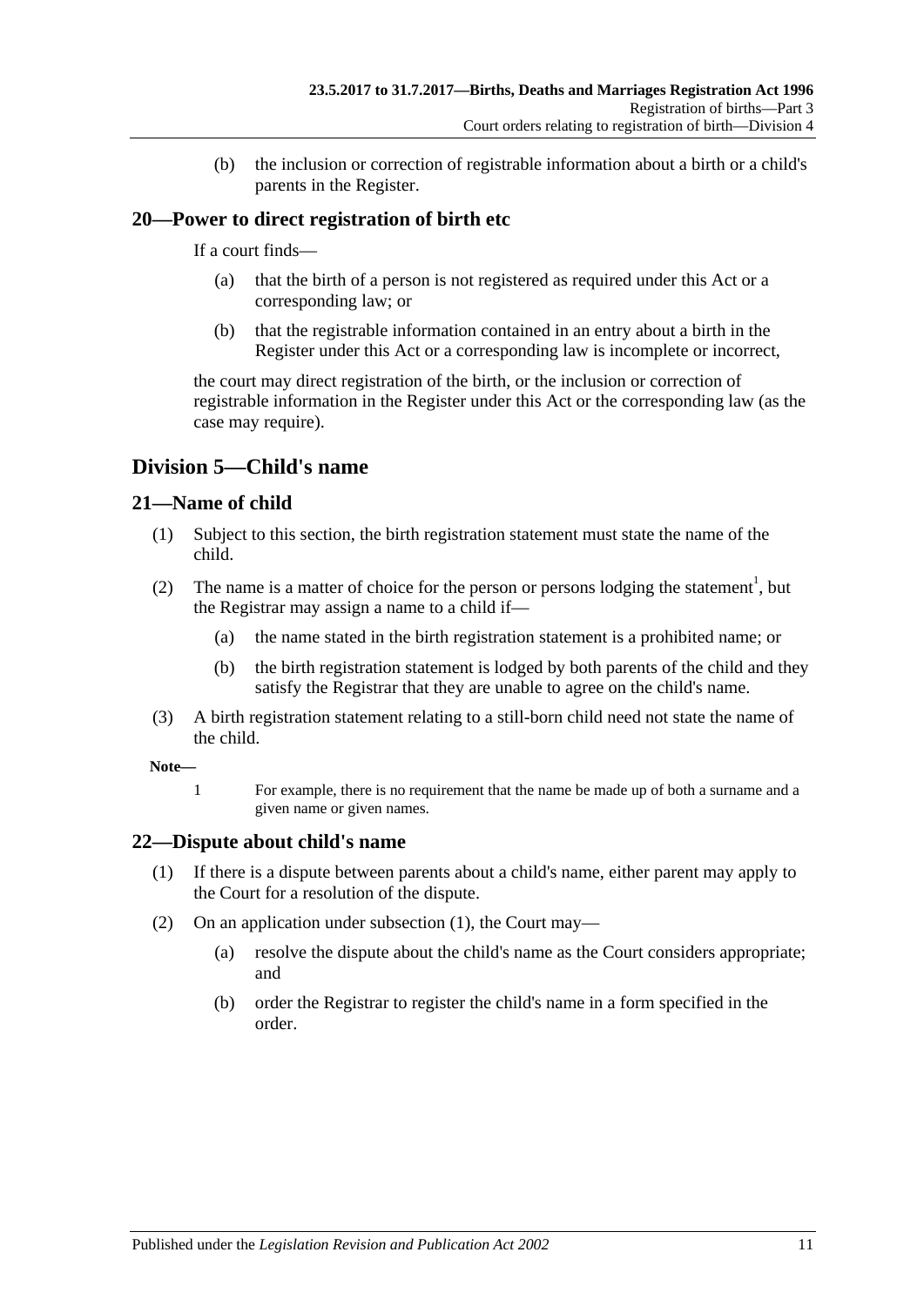(b) the inclusion or correction of registrable information about a birth or a child's parents in the Register.

### 20—Power to direct registration of birth etc

If a court finds—

(a) that the birth of a person is not registered as required under this Act or a corresponding law; or

(b) that the registrable information contained in an entry about a birth in the Register under this Act or a corresponding law is incomplete or incorrect,

the court may direct registration of the birth, or the inclusion or correction of registrable information in the Register under this Act or the corresponding law (as the case may require).

## Division 5—Child's name

### 21—Name of child

(1) Subject to this section, the birth registration statement must state the name of the child.

(2) The name is a matter of choice for the person or persons lodging the statement[1], but the Registrar may assign a name to a child if—

(a) the name stated in the birth registration statement is a prohibited name; or

(b) the birth registration statement is lodged by both parents of the child and they satisfy the Registrar that they are unable to agree on the child's name.

(3) A birth registration statement relating to a still-born child need not state the name of the child.

**Note—**

1 For example, there is no requirement that the name be made up of both a surname and a given name or given names.

### 22—Dispute about child's name

(1) If there is a dispute between parents about a child's name, either parent may apply to the Court for a resolution of the dispute.

(2) On an application under subsection (1), the Court may—

(a) resolve the dispute about the child's name as the Court considers appropriate; and

(b) order the Registrar to register the child's name in a form specified in the order.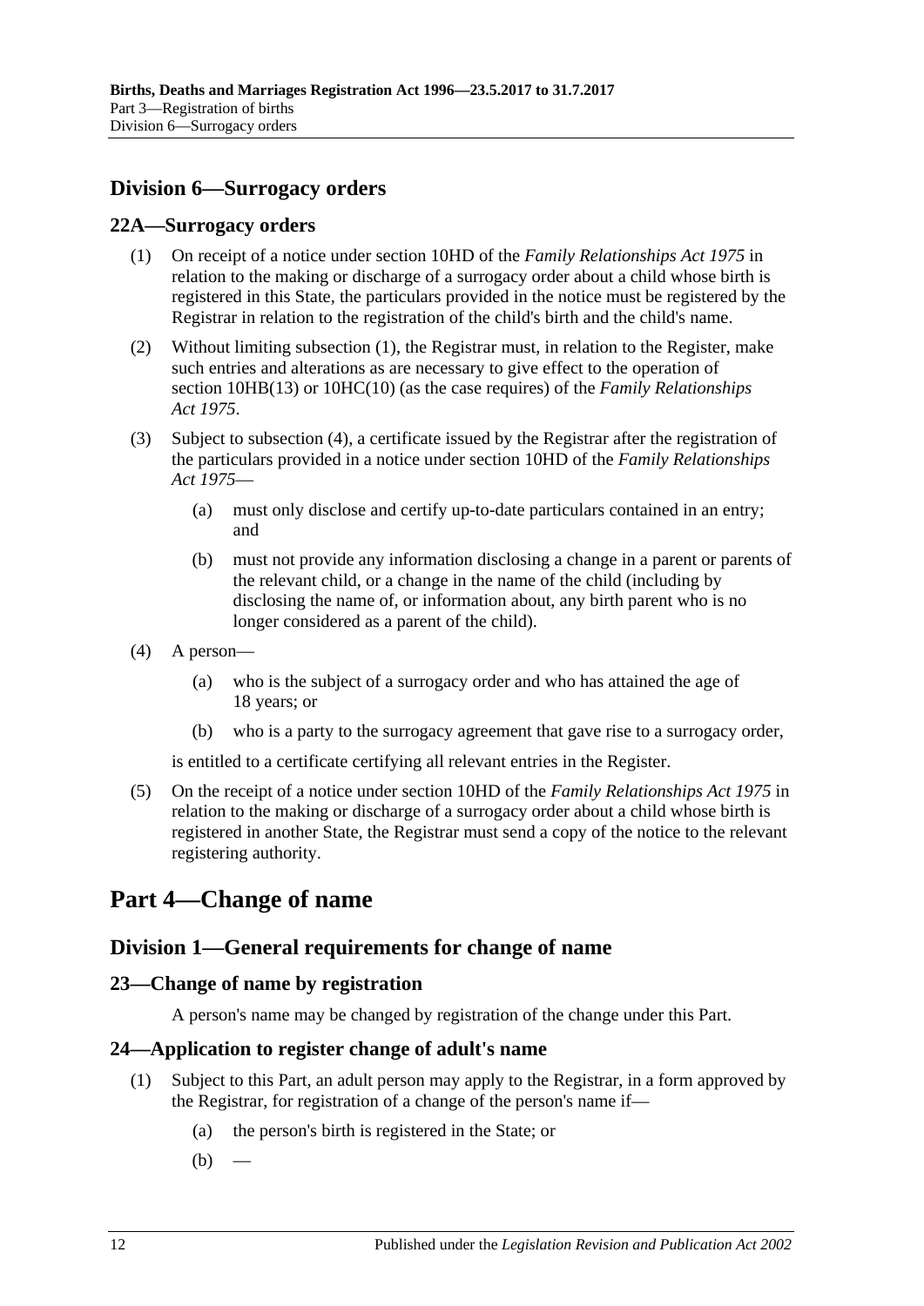## Division 6—Surrogacy orders

### 22A—Surrogacy orders

(1) On receipt of a notice under section 10HD of the *Family Relationships Act 1975* in relation to the making or discharge of a surrogacy order about a child whose birth is registered in this State, the particulars provided in the notice must be registered by the Registrar in relation to the registration of the child's birth and the child's name.

(2) Without limiting subsection (1), the Registrar must, in relation to the Register, make such entries and alterations as are necessary to give effect to the operation of section 10HB(13) or 10HC(10) (as the case requires) of the *Family Relationships Act 1975*.

(3) Subject to subsection (4), a certificate issued by the Registrar after the registration of the particulars provided in a notice under section 10HD of the *Family Relationships Act 1975*—

- (a) must only disclose and certify up-to-date particulars contained in an entry; and
- (b) must not provide any information disclosing a change in a parent or parents of the relevant child, or a change in the name of the child (including by disclosing the name of, or information about, any birth parent who is no longer considered as a parent of the child).

(4) A person—

- (a) who is the subject of a surrogacy order and who has attained the age of 18 years; or
- (b) who is a party to the surrogacy agreement that gave rise to a surrogacy order,

is entitled to a certificate certifying all relevant entries in the Register.

(5) On the receipt of a notice under section 10HD of the *Family Relationships Act 1975* in relation to the making or discharge of a surrogacy order about a child whose birth is registered in another State, the Registrar must send a copy of the notice to the relevant registering authority.

# Part 4—Change of name

## Division 1—General requirements for change of name

### 23—Change of name by registration

A person's name may be changed by registration of the change under this Part.

### 24—Application to register change of adult's name

(1) Subject to this Part, an adult person may apply to the Registrar, in a form approved by the Registrar, for registration of a change of the person's name if—

- (a) the person's birth is registered in the State; or
- (b) —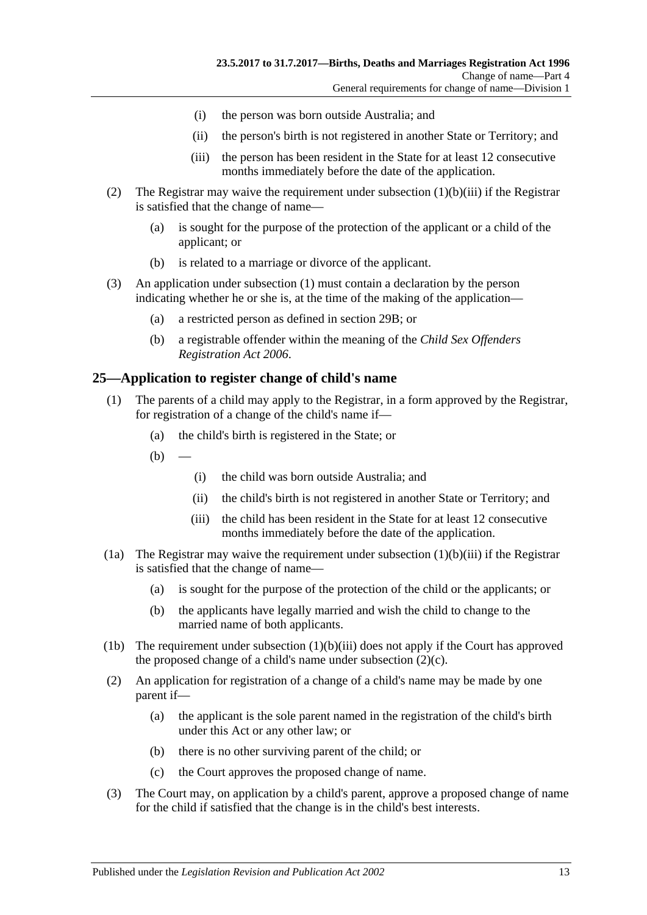(i) the person was born outside Australia; and

(ii) the person's birth is not registered in another State or Territory; and

(iii) the person has been resident in the State for at least 12 consecutive months immediately before the date of the application.

(2) The Registrar may waive the requirement under subsection (1)(b)(iii) if the Registrar is satisfied that the change of name—

(a) is sought for the purpose of the protection of the applicant or a child of the applicant; or

(b) is related to a marriage or divorce of the applicant.

(3) An application under subsection (1) must contain a declaration by the person indicating whether he or she is, at the time of the making of the application—

(a) a restricted person as defined in section 29B; or

(b) a registrable offender within the meaning of the *Child Sex Offenders Registration Act 2006*.

## 25—Application to register change of child's name

(1) The parents of a child may apply to the Registrar, in a form approved by the Registrar, for registration of a change of the child's name if—

(a) the child's birth is registered in the State; or

(b) —

(i) the child was born outside Australia; and

(ii) the child's birth is not registered in another State or Territory; and

(iii) the child has been resident in the State for at least 12 consecutive months immediately before the date of the application.

(1a) The Registrar may waive the requirement under subsection (1)(b)(iii) if the Registrar is satisfied that the change of name—

(a) is sought for the purpose of the protection of the child or the applicants; or

(b) the applicants have legally married and wish the child to change to the married name of both applicants.

(1b) The requirement under subsection (1)(b)(iii) does not apply if the Court has approved the proposed change of a child's name under subsection (2)(c).

(2) An application for registration of a change of a child's name may be made by one parent if—

(a) the applicant is the sole parent named in the registration of the child's birth under this Act or any other law; or

(b) there is no other surviving parent of the child; or

(c) the Court approves the proposed change of name.

(3) The Court may, on application by a child's parent, approve a proposed change of name for the child if satisfied that the change is in the child's best interests.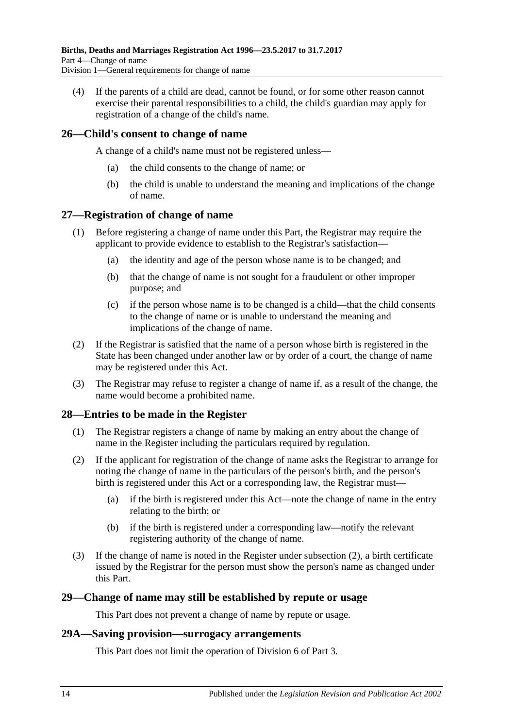(4) If the parents of a child are dead, cannot be found, or for some other reason cannot exercise their parental responsibilities to a child, the child's guardian may apply for registration of a change of the child's name.

## 26—Child's consent to change of name

A change of a child's name must not be registered unless—

(a) the child consents to the change of name; or

(b) the child is unable to understand the meaning and implications of the change of name.

## 27—Registration of change of name

(1) Before registering a change of name under this Part, the Registrar may require the applicant to provide evidence to establish to the Registrar's satisfaction—

(a) the identity and age of the person whose name is to be changed; and

(b) that the change of name is not sought for a fraudulent or other improper purpose; and

(c) if the person whose name is to be changed is a child—that the child consents to the change of name or is unable to understand the meaning and implications of the change of name.

(2) If the Registrar is satisfied that the name of a person whose birth is registered in the State has been changed under another law or by order of a court, the change of name may be registered under this Act.

(3) The Registrar may refuse to register a change of name if, as a result of the change, the name would become a prohibited name.

## 28—Entries to be made in the Register

(1) The Registrar registers a change of name by making an entry about the change of name in the Register including the particulars required by regulation.

(2) If the applicant for registration of the change of name asks the Registrar to arrange for noting the change of name in the particulars of the person's birth, and the person's birth is registered under this Act or a corresponding law, the Registrar must—

(a) if the birth is registered under this Act—note the change of name in the entry relating to the birth; or

(b) if the birth is registered under a corresponding law—notify the relevant registering authority of the change of name.

(3) If the change of name is noted in the Register under subsection (2), a birth certificate issued by the Registrar for the person must show the person's name as changed under this Part.

## 29—Change of name may still be established by repute or usage

This Part does not prevent a change of name by repute or usage.

## 29A—Saving provision—surrogacy arrangements

This Part does not limit the operation of Division 6 of Part 3.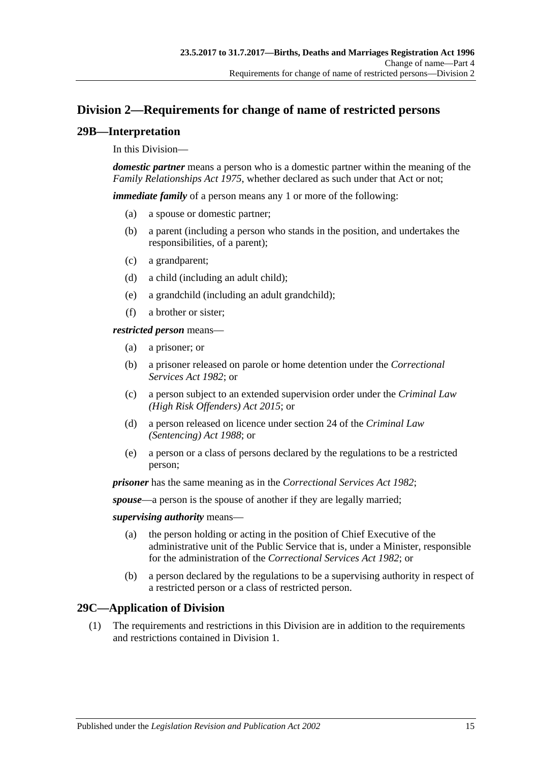## Division 2—Requirements for change of name of restricted persons

### 29B—Interpretation

In this Division—

***domestic partner*** means a person who is a domestic partner within the meaning of the *Family Relationships Act 1975*, whether declared as such under that Act or not;

***immediate family*** of a person means any 1 or more of the following:

- (a) a spouse or domestic partner;
- (b) a parent (including a person who stands in the position, and undertakes the responsibilities, of a parent);
- (c) a grandparent;
- (d) a child (including an adult child);
- (e) a grandchild (including an adult grandchild);
- (f) a brother or sister;

***restricted person*** means—

- (a) a prisoner; or
- (b) a prisoner released on parole or home detention under the *Correctional Services Act 1982*; or
- (c) a person subject to an extended supervision order under the *Criminal Law (High Risk Offenders) Act 2015*; or
- (d) a person released on licence under section 24 of the *Criminal Law (Sentencing) Act 1988*; or
- (e) a person or a class of persons declared by the regulations to be a restricted person;

***prisoner*** has the same meaning as in the *Correctional Services Act 1982*;

***spouse***—a person is the spouse of another if they are legally married;

***supervising authority*** means—

- (a) the person holding or acting in the position of Chief Executive of the administrative unit of the Public Service that is, under a Minister, responsible for the administration of the *Correctional Services Act 1982*; or
- (b) a person declared by the regulations to be a supervising authority in respect of a restricted person or a class of restricted person.

### 29C—Application of Division

(1) The requirements and restrictions in this Division are in addition to the requirements and restrictions contained in Division 1.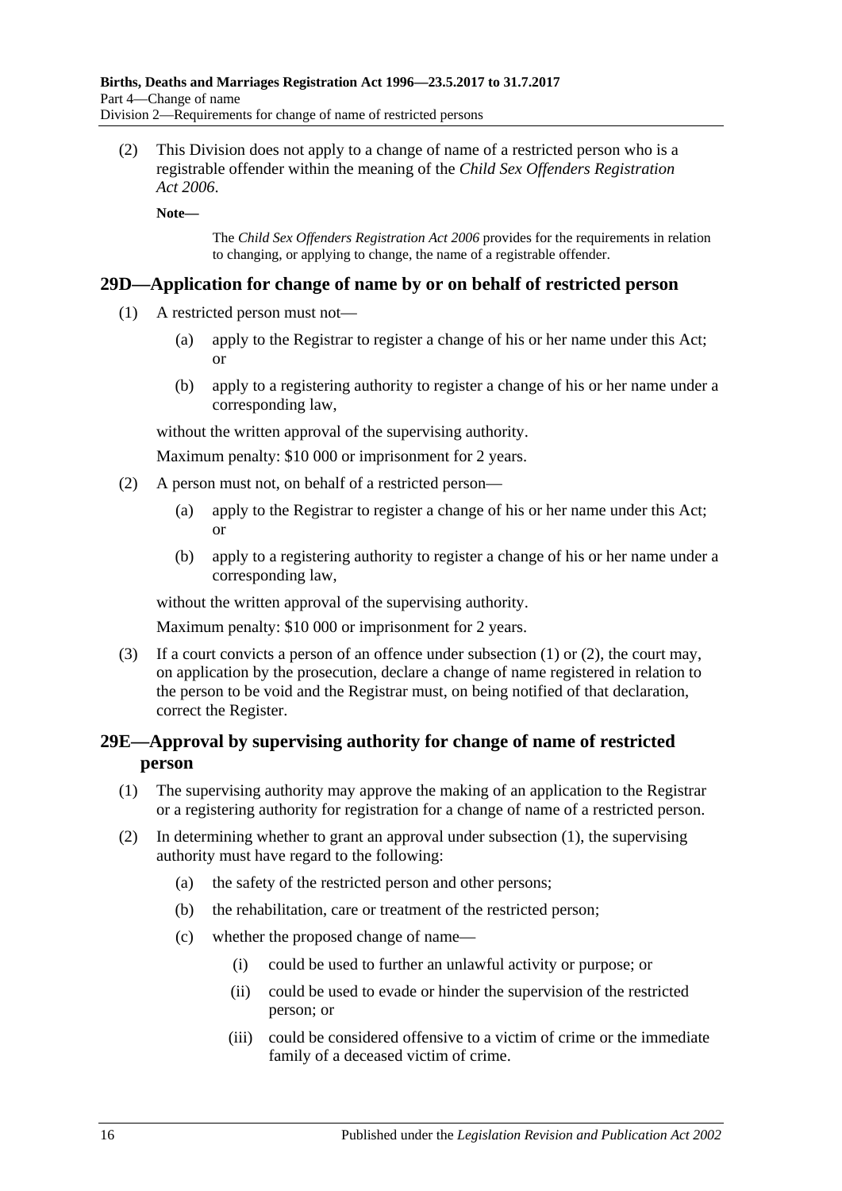(2) This Division does not apply to a change of name of a restricted person who is a registrable offender within the meaning of the *Child Sex Offenders Registration Act 2006*.

**Note—**

The *Child Sex Offenders Registration Act 2006* provides for the requirements in relation to changing, or applying to change, the name of a registrable offender.

## 29D—Application for change of name by or on behalf of restricted person

(1) A restricted person must not—

(a) apply to the Registrar to register a change of his or her name under this Act; or

(b) apply to a registering authority to register a change of his or her name under a corresponding law,

without the written approval of the supervising authority.

Maximum penalty: $10 000 or imprisonment for 2 years.

(2) A person must not, on behalf of a restricted person—

(a) apply to the Registrar to register a change of his or her name under this Act; or

(b) apply to a registering authority to register a change of his or her name under a corresponding law,

without the written approval of the supervising authority.

Maximum penalty: $10 000 or imprisonment for 2 years.

(3) If a court convicts a person of an offence under subsection (1) or (2), the court may, on application by the prosecution, declare a change of name registered in relation to the person to be void and the Registrar must, on being notified of that declaration, correct the Register.

## 29E—Approval by supervising authority for change of name of restricted person

(1) The supervising authority may approve the making of an application to the Registrar or a registering authority for registration for a change of name of a restricted person.

(2) In determining whether to grant an approval under subsection (1), the supervising authority must have regard to the following:

(a) the safety of the restricted person and other persons;

(b) the rehabilitation, care or treatment of the restricted person;

(c) whether the proposed change of name—

(i) could be used to further an unlawful activity or purpose; or

(ii) could be used to evade or hinder the supervision of the restricted person; or

(iii) could be considered offensive to a victim of crime or the immediate family of a deceased victim of crime.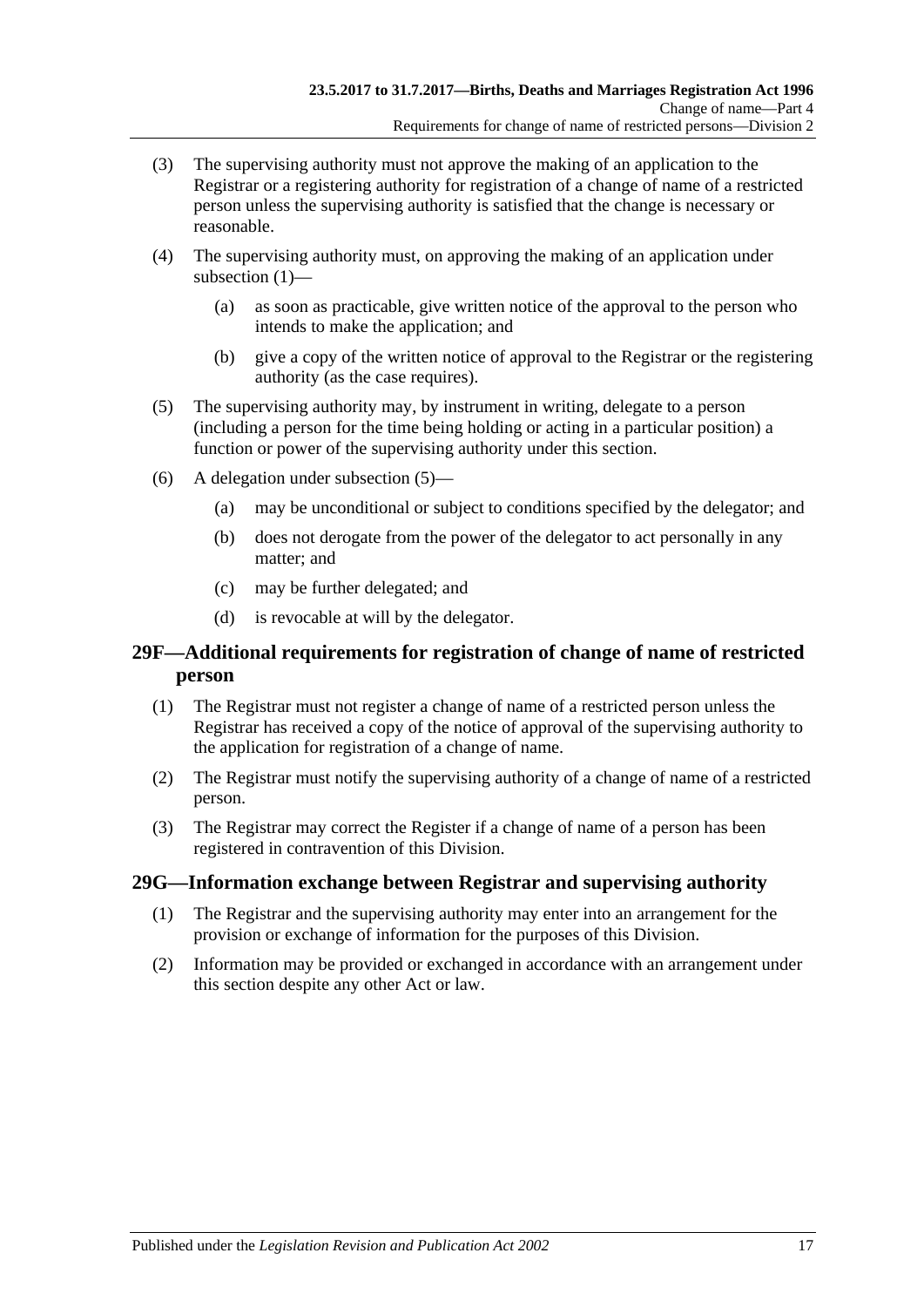(3) The supervising authority must not approve the making of an application to the Registrar or a registering authority for registration of a change of name of a restricted person unless the supervising authority is satisfied that the change is necessary or reasonable.

(4) The supervising authority must, on approving the making of an application under subsection (1)—

(a) as soon as practicable, give written notice of the approval to the person who intends to make the application; and

(b) give a copy of the written notice of approval to the Registrar or the registering authority (as the case requires).

(5) The supervising authority may, by instrument in writing, delegate to a person (including a person for the time being holding or acting in a particular position) a function or power of the supervising authority under this section.

(6) A delegation under subsection (5)—

(a) may be unconditional or subject to conditions specified by the delegator; and

(b) does not derogate from the power of the delegator to act personally in any matter; and

(c) may be further delegated; and

(d) is revocable at will by the delegator.

## 29F—Additional requirements for registration of change of name of restricted person

(1) The Registrar must not register a change of name of a restricted person unless the Registrar has received a copy of the notice of approval of the supervising authority to the application for registration of a change of name.

(2) The Registrar must notify the supervising authority of a change of name of a restricted person.

(3) The Registrar may correct the Register if a change of name of a person has been registered in contravention of this Division.

## 29G—Information exchange between Registrar and supervising authority

(1) The Registrar and the supervising authority may enter into an arrangement for the provision or exchange of information for the purposes of this Division.

(2) Information may be provided or exchanged in accordance with an arrangement under this section despite any other Act or law.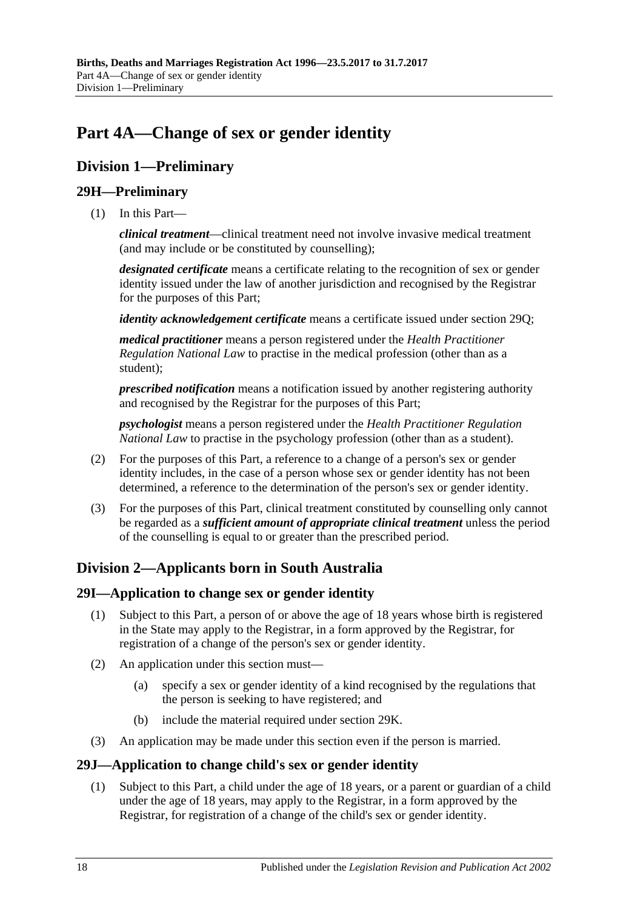# Part 4A—Change of sex or gender identity

## Division 1—Preliminary

### 29H—Preliminary

(1) In this Part—

***clinical treatment***—clinical treatment need not involve invasive medical treatment (and may include or be constituted by counselling);

***designated certificate*** means a certificate relating to the recognition of sex or gender identity issued under the law of another jurisdiction and recognised by the Registrar for the purposes of this Part;

***identity acknowledgement certificate*** means a certificate issued under section 29Q;

***medical practitioner*** means a person registered under the *Health Practitioner Regulation National Law* to practise in the medical profession (other than as a student);

***prescribed notification*** means a notification issued by another registering authority and recognised by the Registrar for the purposes of this Part;

***psychologist*** means a person registered under the *Health Practitioner Regulation National Law* to practise in the psychology profession (other than as a student).

(2) For the purposes of this Part, a reference to a change of a person's sex or gender identity includes, in the case of a person whose sex or gender identity has not been determined, a reference to the determination of the person's sex or gender identity.

(3) For the purposes of this Part, clinical treatment constituted by counselling only cannot be regarded as a ***sufficient amount of appropriate clinical treatment*** unless the period of the counselling is equal to or greater than the prescribed period.

## Division 2—Applicants born in South Australia

### 29I—Application to change sex or gender identity

(1) Subject to this Part, a person of or above the age of 18 years whose birth is registered in the State may apply to the Registrar, in a form approved by the Registrar, for registration of a change of the person's sex or gender identity.

(2) An application under this section must—

  (a) specify a sex or gender identity of a kind recognised by the regulations that the person is seeking to have registered; and

  (b) include the material required under section 29K.

(3) An application may be made under this section even if the person is married.

### 29J—Application to change child's sex or gender identity

(1) Subject to this Part, a child under the age of 18 years, or a parent or guardian of a child under the age of 18 years, may apply to the Registrar, in a form approved by the Registrar, for registration of a change of the child's sex or gender identity.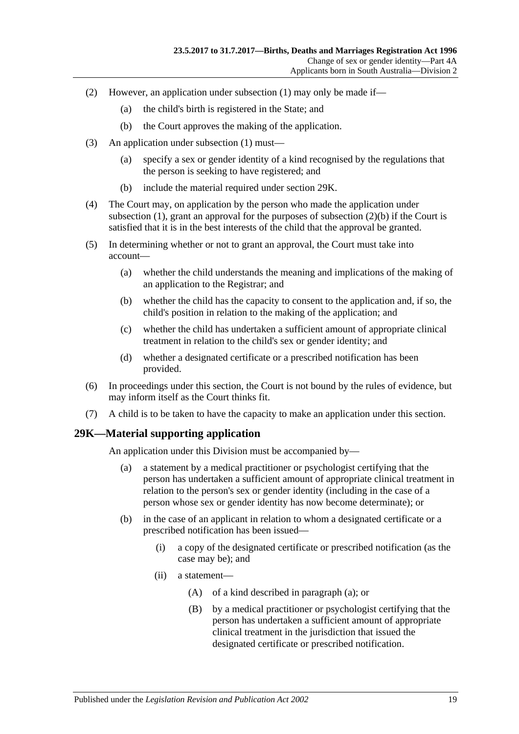(2) However, an application under subsection (1) may only be made if—

(a) the child's birth is registered in the State; and

(b) the Court approves the making of the application.

(3) An application under subsection (1) must—

(a) specify a sex or gender identity of a kind recognised by the regulations that the person is seeking to have registered; and

(b) include the material required under section 29K.

(4) The Court may, on application by the person who made the application under subsection (1), grant an approval for the purposes of subsection (2)(b) if the Court is satisfied that it is in the best interests of the child that the approval be granted.

(5) In determining whether or not to grant an approval, the Court must take into account—

(a) whether the child understands the meaning and implications of the making of an application to the Registrar; and

(b) whether the child has the capacity to consent to the application and, if so, the child's position in relation to the making of the application; and

(c) whether the child has undertaken a sufficient amount of appropriate clinical treatment in relation to the child's sex or gender identity; and

(d) whether a designated certificate or a prescribed notification has been provided.

(6) In proceedings under this section, the Court is not bound by the rules of evidence, but may inform itself as the Court thinks fit.

(7) A child is to be taken to have the capacity to make an application under this section.

## 29K—Material supporting application

An application under this Division must be accompanied by—

(a) a statement by a medical practitioner or psychologist certifying that the person has undertaken a sufficient amount of appropriate clinical treatment in relation to the person's sex or gender identity (including in the case of a person whose sex or gender identity has now become determinate); or

(b) in the case of an applicant in relation to whom a designated certificate or a prescribed notification has been issued—

(i) a copy of the designated certificate or prescribed notification (as the case may be); and

(ii) a statement—

(A) of a kind described in paragraph (a); or

(B) by a medical practitioner or psychologist certifying that the person has undertaken a sufficient amount of appropriate clinical treatment in the jurisdiction that issued the designated certificate or prescribed notification.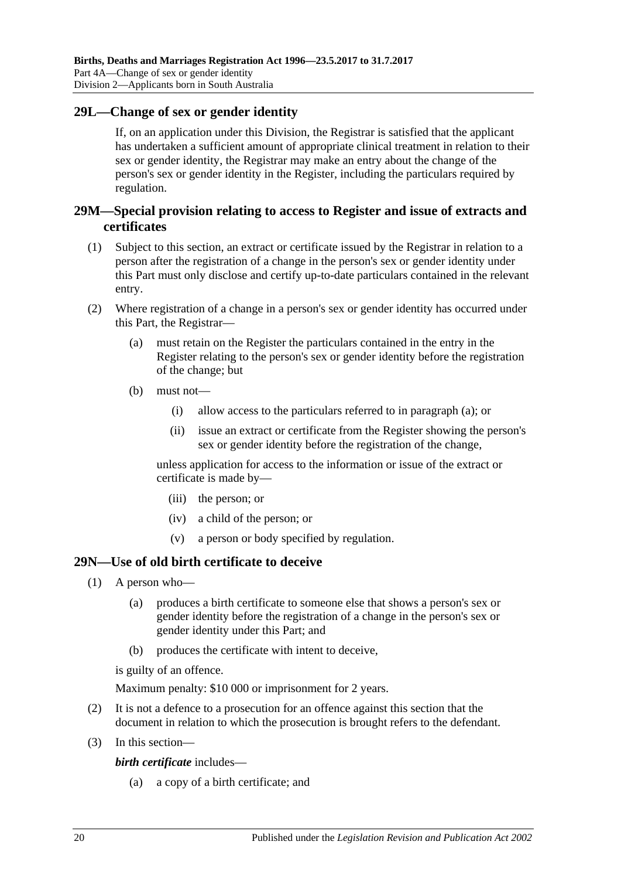## 29L—Change of sex or gender identity

If, on an application under this Division, the Registrar is satisfied that the applicant has undertaken a sufficient amount of appropriate clinical treatment in relation to their sex or gender identity, the Registrar may make an entry about the change of the person's sex or gender identity in the Register, including the particulars required by regulation.

## 29M—Special provision relating to access to Register and issue of extracts and certificates

(1) Subject to this section, an extract or certificate issued by the Registrar in relation to a person after the registration of a change in the person's sex or gender identity under this Part must only disclose and certify up-to-date particulars contained in the relevant entry.

(2) Where registration of a change in a person's sex or gender identity has occurred under this Part, the Registrar—

(a) must retain on the Register the particulars contained in the entry in the Register relating to the person's sex or gender identity before the registration of the change; but

(b) must not—

(i) allow access to the particulars referred to in paragraph (a); or

(ii) issue an extract or certificate from the Register showing the person's sex or gender identity before the registration of the change,

unless application for access to the information or issue of the extract or certificate is made by—

(iii) the person; or

(iv) a child of the person; or

(v) a person or body specified by regulation.

## 29N—Use of old birth certificate to deceive

(1) A person who—

(a) produces a birth certificate to someone else that shows a person's sex or gender identity before the registration of a change in the person's sex or gender identity under this Part; and

(b) produces the certificate with intent to deceive,

is guilty of an offence.

Maximum penalty: $10 000 or imprisonment for 2 years.

(2) It is not a defence to a prosecution for an offence against this section that the document in relation to which the prosecution is brought refers to the defendant.

(3) In this section—

***birth certificate*** includes—

(a) a copy of a birth certificate; and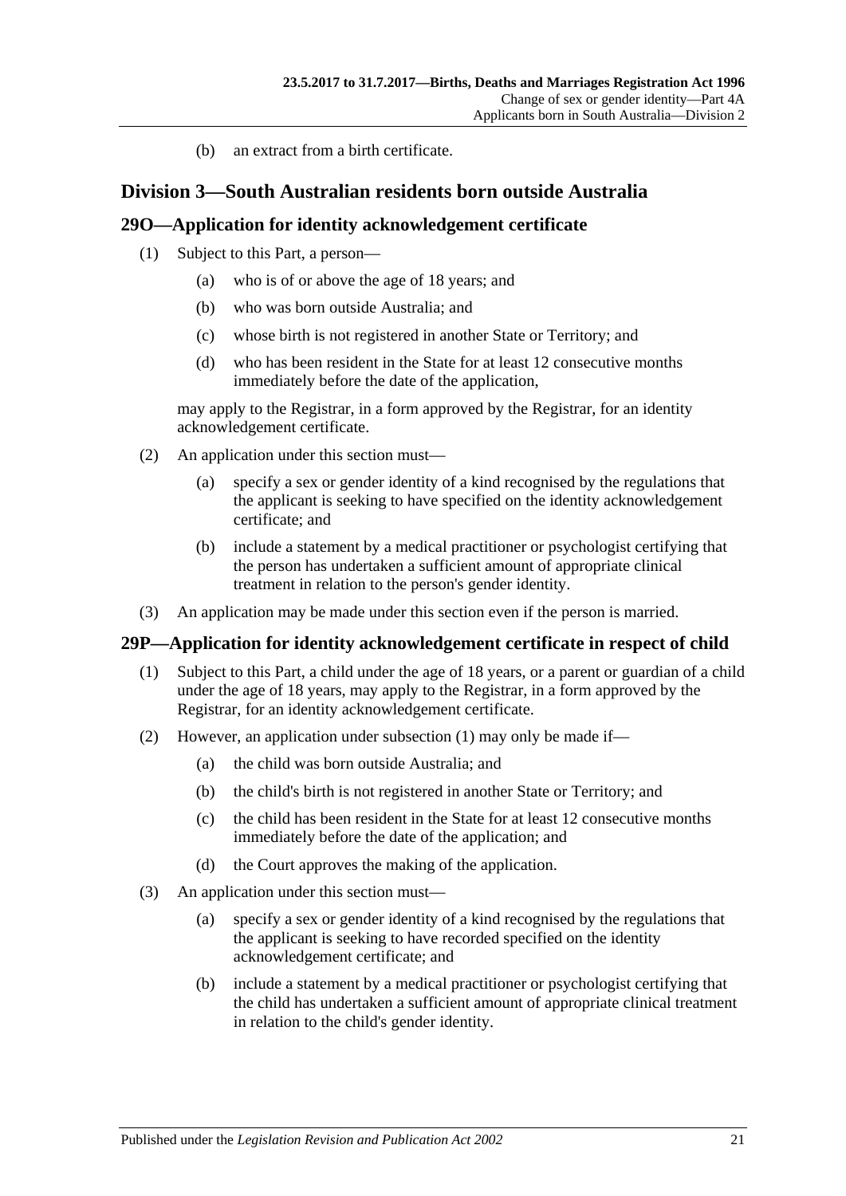(b) an extract from a birth certificate.

## Division 3—South Australian residents born outside Australia

### 29O—Application for identity acknowledgement certificate

(1) Subject to this Part, a person—

- (a) who is of or above the age of 18 years; and
- (b) who was born outside Australia; and
- (c) whose birth is not registered in another State or Territory; and
- (d) who has been resident in the State for at least 12 consecutive months immediately before the date of the application,

may apply to the Registrar, in a form approved by the Registrar, for an identity acknowledgement certificate.

(2) An application under this section must—

- (a) specify a sex or gender identity of a kind recognised by the regulations that the applicant is seeking to have specified on the identity acknowledgement certificate; and
- (b) include a statement by a medical practitioner or psychologist certifying that the person has undertaken a sufficient amount of appropriate clinical treatment in relation to the person's gender identity.

(3) An application may be made under this section even if the person is married.

### 29P—Application for identity acknowledgement certificate in respect of child

(1) Subject to this Part, a child under the age of 18 years, or a parent or guardian of a child under the age of 18 years, may apply to the Registrar, in a form approved by the Registrar, for an identity acknowledgement certificate.

(2) However, an application under subsection (1) may only be made if—

- (a) the child was born outside Australia; and
- (b) the child's birth is not registered in another State or Territory; and
- (c) the child has been resident in the State for at least 12 consecutive months immediately before the date of the application; and
- (d) the Court approves the making of the application.

(3) An application under this section must—

- (a) specify a sex or gender identity of a kind recognised by the regulations that the applicant is seeking to have recorded specified on the identity acknowledgement certificate; and
- (b) include a statement by a medical practitioner or psychologist certifying that the child has undertaken a sufficient amount of appropriate clinical treatment in relation to the child's gender identity.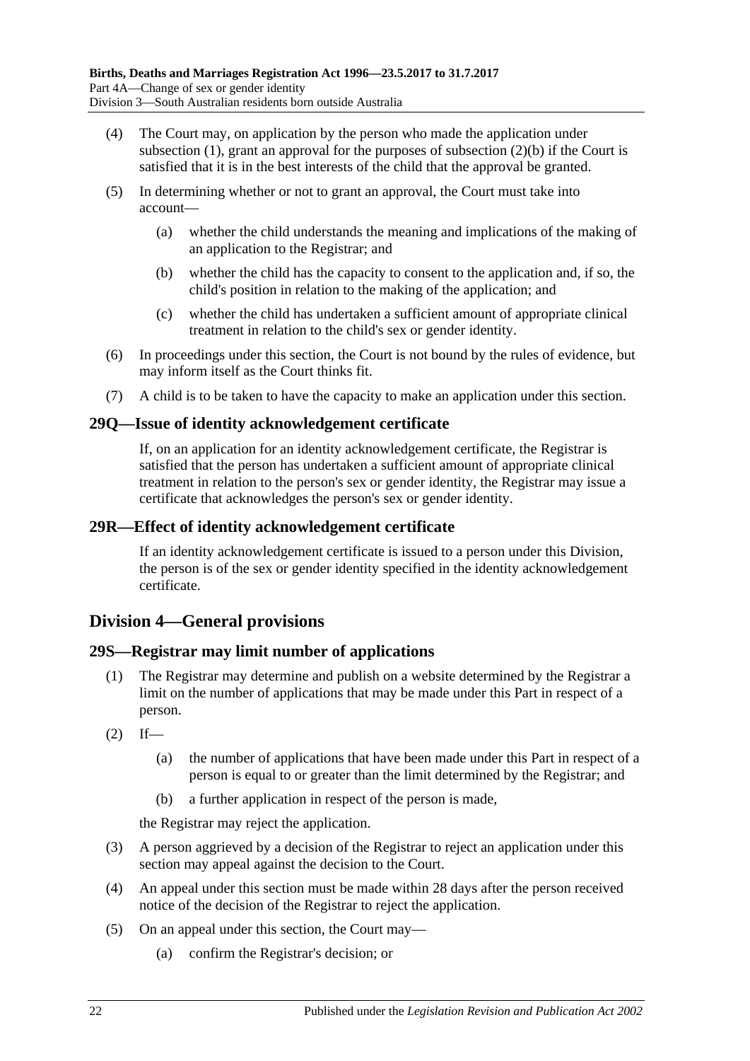(4) The Court may, on application by the person who made the application under subsection (1), grant an approval for the purposes of subsection (2)(b) if the Court is satisfied that it is in the best interests of the child that the approval be granted.

(5) In determining whether or not to grant an approval, the Court must take into account—

(a) whether the child understands the meaning and implications of the making of an application to the Registrar; and

(b) whether the child has the capacity to consent to the application and, if so, the child's position in relation to the making of the application; and

(c) whether the child has undertaken a sufficient amount of appropriate clinical treatment in relation to the child's sex or gender identity.

(6) In proceedings under this section, the Court is not bound by the rules of evidence, but may inform itself as the Court thinks fit.

(7) A child is to be taken to have the capacity to make an application under this section.

### 29Q—Issue of identity acknowledgement certificate

If, on an application for an identity acknowledgement certificate, the Registrar is satisfied that the person has undertaken a sufficient amount of appropriate clinical treatment in relation to the person's sex or gender identity, the Registrar may issue a certificate that acknowledges the person's sex or gender identity.

### 29R—Effect of identity acknowledgement certificate

If an identity acknowledgement certificate is issued to a person under this Division, the person is of the sex or gender identity specified in the identity acknowledgement certificate.

## Division 4—General provisions

### 29S—Registrar may limit number of applications

(1) The Registrar may determine and publish on a website determined by the Registrar a limit on the number of applications that may be made under this Part in respect of a person.

(2) If—

(a) the number of applications that have been made under this Part in respect of a person is equal to or greater than the limit determined by the Registrar; and

(b) a further application in respect of the person is made,

the Registrar may reject the application.

(3) A person aggrieved by a decision of the Registrar to reject an application under this section may appeal against the decision to the Court.

(4) An appeal under this section must be made within 28 days after the person received notice of the decision of the Registrar to reject the application.

(5) On an appeal under this section, the Court may—

(a) confirm the Registrar's decision; or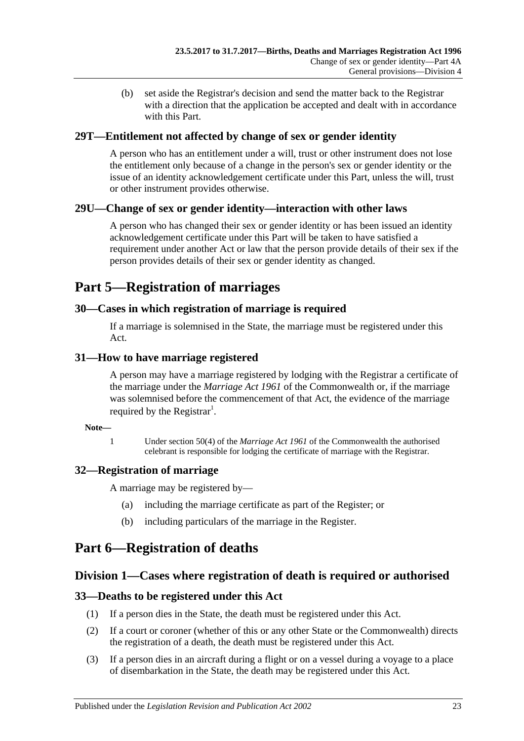(b) set aside the Registrar's decision and send the matter back to the Registrar with a direction that the application be accepted and dealt with in accordance with this Part.

### 29T—Entitlement not affected by change of sex or gender identity

A person who has an entitlement under a will, trust or other instrument does not lose the entitlement only because of a change in the person's sex or gender identity or the issue of an identity acknowledgement certificate under this Part, unless the will, trust or other instrument provides otherwise.

### 29U—Change of sex or gender identity—interaction with other laws

A person who has changed their sex or gender identity or has been issued an identity acknowledgement certificate under this Part will be taken to have satisfied a requirement under another Act or law that the person provide details of their sex if the person provides details of their sex or gender identity as changed.

# Part 5—Registration of marriages

### 30—Cases in which registration of marriage is required

If a marriage is solemnised in the State, the marriage must be registered under this Act.

### 31—How to have marriage registered

A person may have a marriage registered by lodging with the Registrar a certificate of the marriage under the *Marriage Act 1961* of the Commonwealth or, if the marriage was solemnised before the commencement of that Act, the evidence of the marriage required by the Registrar[1].

**Note—**

1 Under section 50(4) of the *Marriage Act 1961* of the Commonwealth the authorised celebrant is responsible for lodging the certificate of marriage with the Registrar.

### 32—Registration of marriage

A marriage may be registered by—

(a) including the marriage certificate as part of the Register; or

(b) including particulars of the marriage in the Register.

# Part 6—Registration of deaths

## Division 1—Cases where registration of death is required or authorised

### 33—Deaths to be registered under this Act

(1) If a person dies in the State, the death must be registered under this Act.

(2) If a court or coroner (whether of this or any other State or the Commonwealth) directs the registration of a death, the death must be registered under this Act.

(3) If a person dies in an aircraft during a flight or on a vessel during a voyage to a place of disembarkation in the State, the death may be registered under this Act.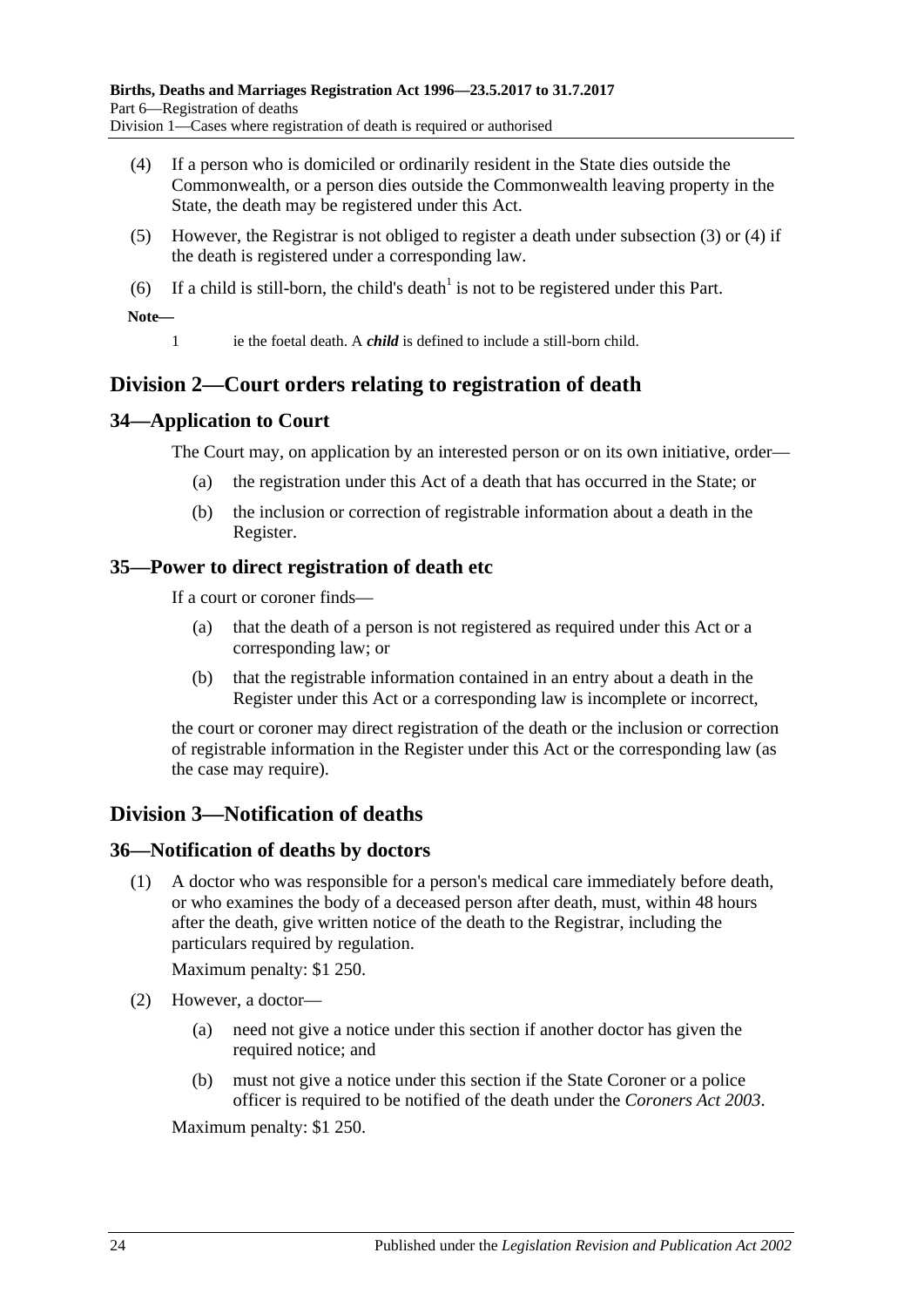(4) If a person who is domiciled or ordinarily resident in the State dies outside the Commonwealth, or a person dies outside the Commonwealth leaving property in the State, the death may be registered under this Act.

(5) However, the Registrar is not obliged to register a death under subsection (3) or (4) if the death is registered under a corresponding law.

(6) If a child is still-born, the child's death[1] is not to be registered under this Part.

**Note—**

1 ie the foetal death. A ***child*** is defined to include a still-born child.

## Division 2—Court orders relating to registration of death

### 34—Application to Court

The Court may, on application by an interested person or on its own initiative, order—

(a) the registration under this Act of a death that has occurred in the State; or

(b) the inclusion or correction of registrable information about a death in the Register.

### 35—Power to direct registration of death etc

If a court or coroner finds—

(a) that the death of a person is not registered as required under this Act or a corresponding law; or

(b) that the registrable information contained in an entry about a death in the Register under this Act or a corresponding law is incomplete or incorrect,

the court or coroner may direct registration of the death or the inclusion or correction of registrable information in the Register under this Act or the corresponding law (as the case may require).

## Division 3—Notification of deaths

### 36—Notification of deaths by doctors

(1) A doctor who was responsible for a person's medical care immediately before death, or who examines the body of a deceased person after death, must, within 48 hours after the death, give written notice of the death to the Registrar, including the particulars required by regulation.

Maximum penalty: $1 250.

(2) However, a doctor—

(a) need not give a notice under this section if another doctor has given the required notice; and

(b) must not give a notice under this section if the State Coroner or a police officer is required to be notified of the death under the *Coroners Act 2003*.

Maximum penalty: $1 250.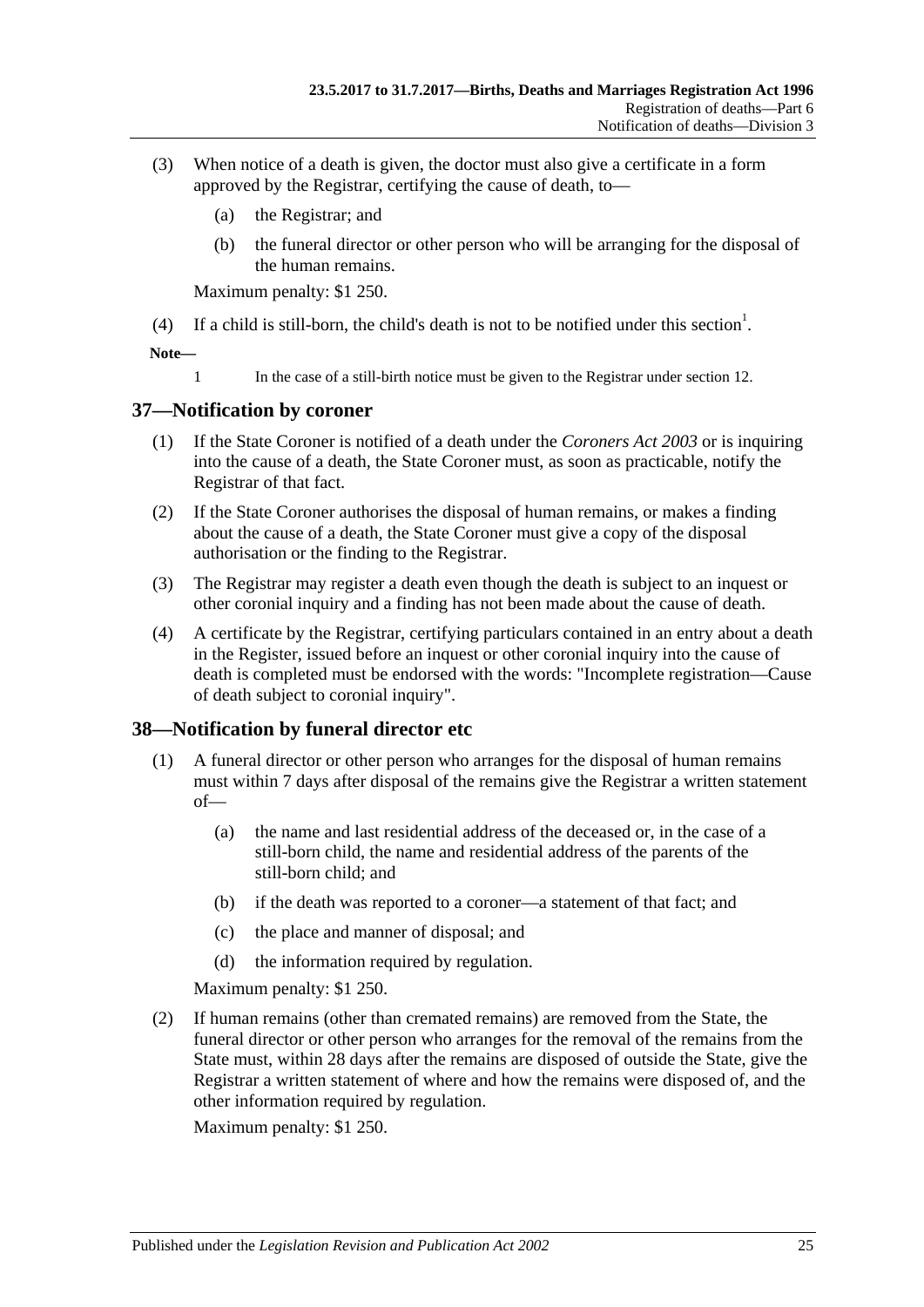(3) When notice of a death is given, the doctor must also give a certificate in a form approved by the Registrar, certifying the cause of death, to—

  (a) the Registrar; and

  (b) the funeral director or other person who will be arranging for the disposal of the human remains.

Maximum penalty: $1 250.

(4) If a child is still-born, the child's death is not to be notified under this section[1].

**Note—**

1 In the case of a still-birth notice must be given to the Registrar under section 12.

## 37—Notification by coroner

(1) If the State Coroner is notified of a death under the *Coroners Act 2003* or is inquiring into the cause of a death, the State Coroner must, as soon as practicable, notify the Registrar of that fact.

(2) If the State Coroner authorises the disposal of human remains, or makes a finding about the cause of a death, the State Coroner must give a copy of the disposal authorisation or the finding to the Registrar.

(3) The Registrar may register a death even though the death is subject to an inquest or other coronial inquiry and a finding has not been made about the cause of death.

(4) A certificate by the Registrar, certifying particulars contained in an entry about a death in the Register, issued before an inquest or other coronial inquiry into the cause of death is completed must be endorsed with the words: "Incomplete registration—Cause of death subject to coronial inquiry".

## 38—Notification by funeral director etc

(1) A funeral director or other person who arranges for the disposal of human remains must within 7 days after disposal of the remains give the Registrar a written statement of—

  (a) the name and last residential address of the deceased or, in the case of a still-born child, the name and residential address of the parents of the still-born child; and

  (b) if the death was reported to a coroner—a statement of that fact; and

  (c) the place and manner of disposal; and

  (d) the information required by regulation.

Maximum penalty: $1 250.

(2) If human remains (other than cremated remains) are removed from the State, the funeral director or other person who arranges for the removal of the remains from the State must, within 28 days after the remains are disposed of outside the State, give the Registrar a written statement of where and how the remains were disposed of, and the other information required by regulation.

Maximum penalty: $1 250.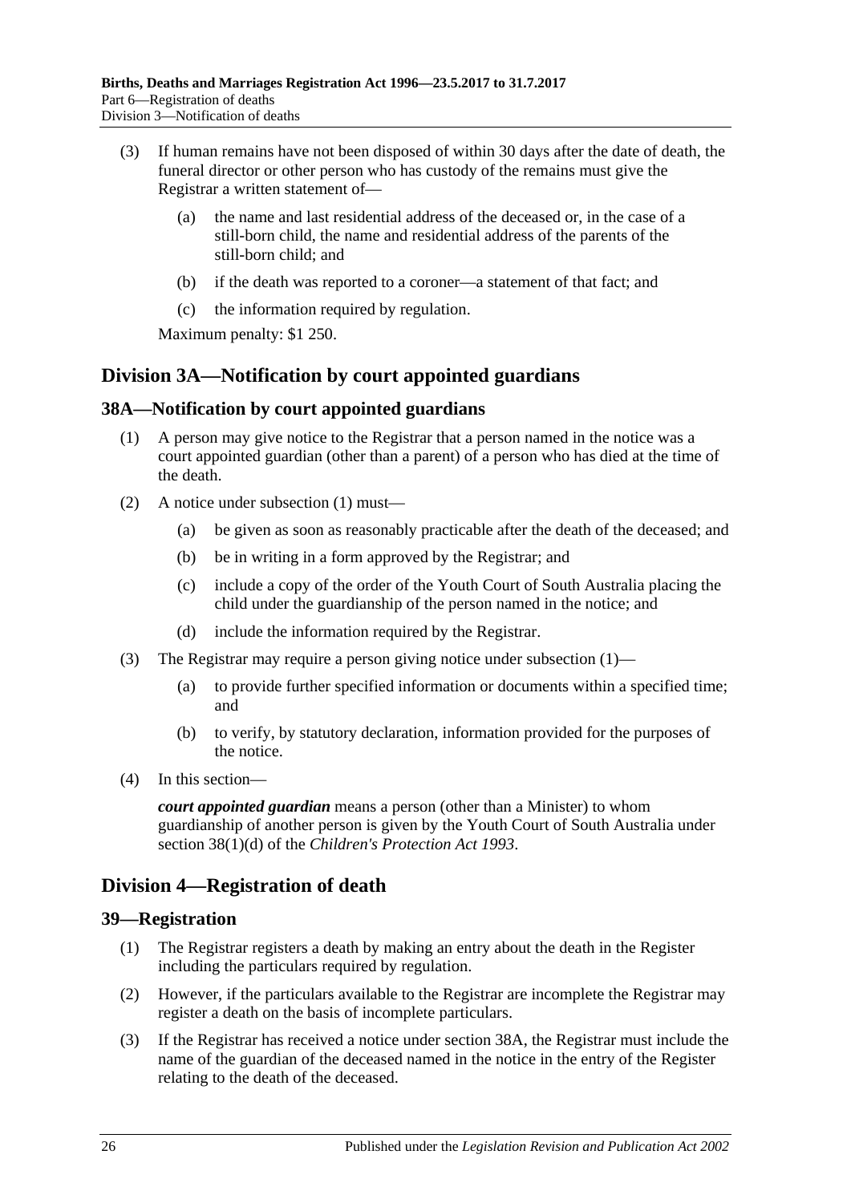(3) If human remains have not been disposed of within 30 days after the date of death, the funeral director or other person who has custody of the remains must give the Registrar a written statement of—

(a) the name and last residential address of the deceased or, in the case of a still-born child, the name and residential address of the parents of the still-born child; and

(b) if the death was reported to a coroner—a statement of that fact; and

(c) the information required by regulation.

Maximum penalty: $1 250.

## Division 3A—Notification by court appointed guardians

### 38A—Notification by court appointed guardians

(1) A person may give notice to the Registrar that a person named in the notice was a court appointed guardian (other than a parent) of a person who has died at the time of the death.

(2) A notice under subsection (1) must—

(a) be given as soon as reasonably practicable after the death of the deceased; and

(b) be in writing in a form approved by the Registrar; and

(c) include a copy of the order of the Youth Court of South Australia placing the child under the guardianship of the person named in the notice; and

(d) include the information required by the Registrar.

(3) The Registrar may require a person giving notice under subsection (1)—

(a) to provide further specified information or documents within a specified time; and

(b) to verify, by statutory declaration, information provided for the purposes of the notice.

(4) In this section—

***court appointed guardian*** means a person (other than a Minister) to whom guardianship of another person is given by the Youth Court of South Australia under section 38(1)(d) of the *Children's Protection Act 1993*.

## Division 4—Registration of death

### 39—Registration

(1) The Registrar registers a death by making an entry about the death in the Register including the particulars required by regulation.

(2) However, if the particulars available to the Registrar are incomplete the Registrar may register a death on the basis of incomplete particulars.

(3) If the Registrar has received a notice under section 38A, the Registrar must include the name of the guardian of the deceased named in the notice in the entry of the Register relating to the death of the deceased.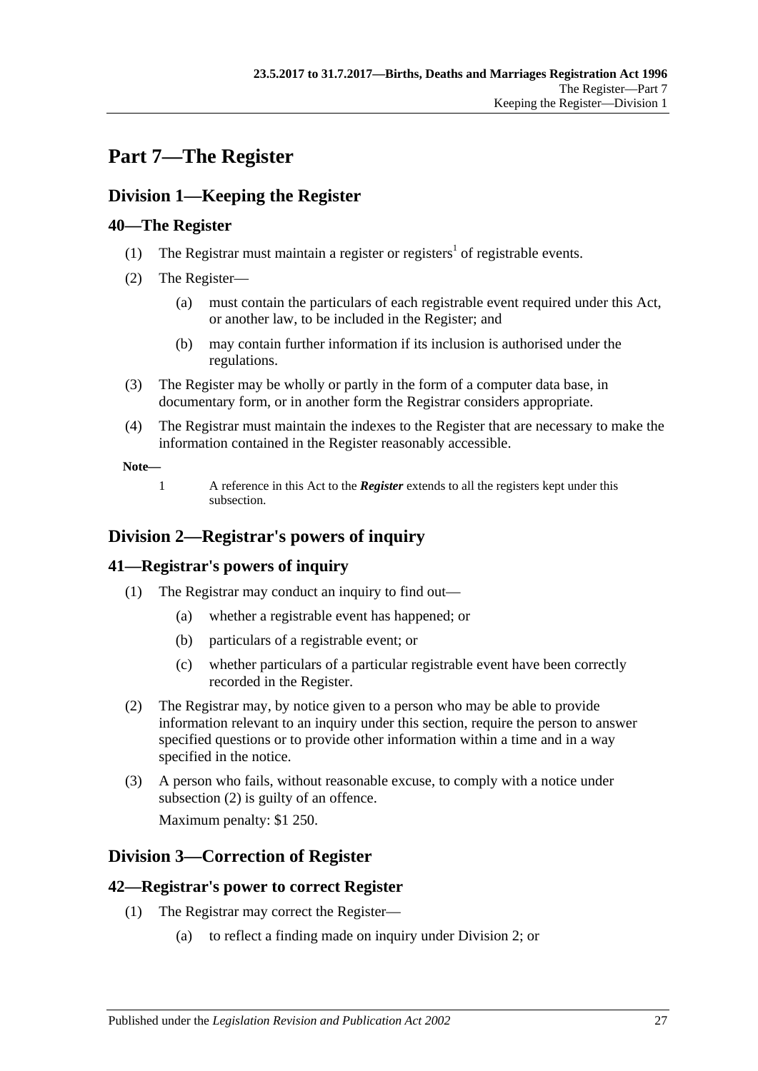# Part 7—The Register

## Division 1—Keeping the Register

### 40—The Register

(1) The Registrar must maintain a register or registers[1] of registrable events.

(2) The Register—

(a) must contain the particulars of each registrable event required under this Act, or another law, to be included in the Register; and

(b) may contain further information if its inclusion is authorised under the regulations.

(3) The Register may be wholly or partly in the form of a computer data base, in documentary form, or in another form the Registrar considers appropriate.

(4) The Registrar must maintain the indexes to the Register that are necessary to make the information contained in the Register reasonably accessible.

**Note—**

1 A reference in this Act to the ***Register*** extends to all the registers kept under this subsection.

## Division 2—Registrar's powers of inquiry

### 41—Registrar's powers of inquiry

(1) The Registrar may conduct an inquiry to find out—

(a) whether a registrable event has happened; or

(b) particulars of a registrable event; or

(c) whether particulars of a particular registrable event have been correctly recorded in the Register.

(2) The Registrar may, by notice given to a person who may be able to provide information relevant to an inquiry under this section, require the person to answer specified questions or to provide other information within a time and in a way specified in the notice.

(3) A person who fails, without reasonable excuse, to comply with a notice under subsection (2) is guilty of an offence.

Maximum penalty: $1 250.

## Division 3—Correction of Register

### 42—Registrar's power to correct Register

(1) The Registrar may correct the Register—

(a) to reflect a finding made on inquiry under Division 2; or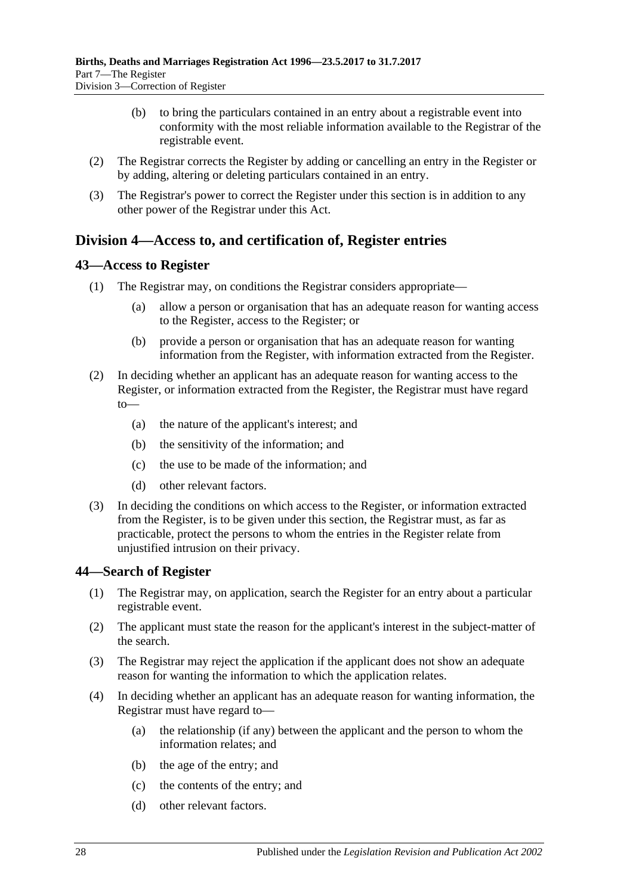(b) to bring the particulars contained in an entry about a registrable event into conformity with the most reliable information available to the Registrar of the registrable event.

(2) The Registrar corrects the Register by adding or cancelling an entry in the Register or by adding, altering or deleting particulars contained in an entry.

(3) The Registrar's power to correct the Register under this section is in addition to any other power of the Registrar under this Act.

## Division 4—Access to, and certification of, Register entries

### 43—Access to Register

(1) The Registrar may, on conditions the Registrar considers appropriate—

(a) allow a person or organisation that has an adequate reason for wanting access to the Register, access to the Register; or

(b) provide a person or organisation that has an adequate reason for wanting information from the Register, with information extracted from the Register.

(2) In deciding whether an applicant has an adequate reason for wanting access to the Register, or information extracted from the Register, the Registrar must have regard to—

(a) the nature of the applicant's interest; and

(b) the sensitivity of the information; and

(c) the use to be made of the information; and

(d) other relevant factors.

(3) In deciding the conditions on which access to the Register, or information extracted from the Register, is to be given under this section, the Registrar must, as far as practicable, protect the persons to whom the entries in the Register relate from unjustified intrusion on their privacy.

### 44—Search of Register

(1) The Registrar may, on application, search the Register for an entry about a particular registrable event.

(2) The applicant must state the reason for the applicant's interest in the subject-matter of the search.

(3) The Registrar may reject the application if the applicant does not show an adequate reason for wanting the information to which the application relates.

(4) In deciding whether an applicant has an adequate reason for wanting information, the Registrar must have regard to—

(a) the relationship (if any) between the applicant and the person to whom the information relates; and

(b) the age of the entry; and

(c) the contents of the entry; and

(d) other relevant factors.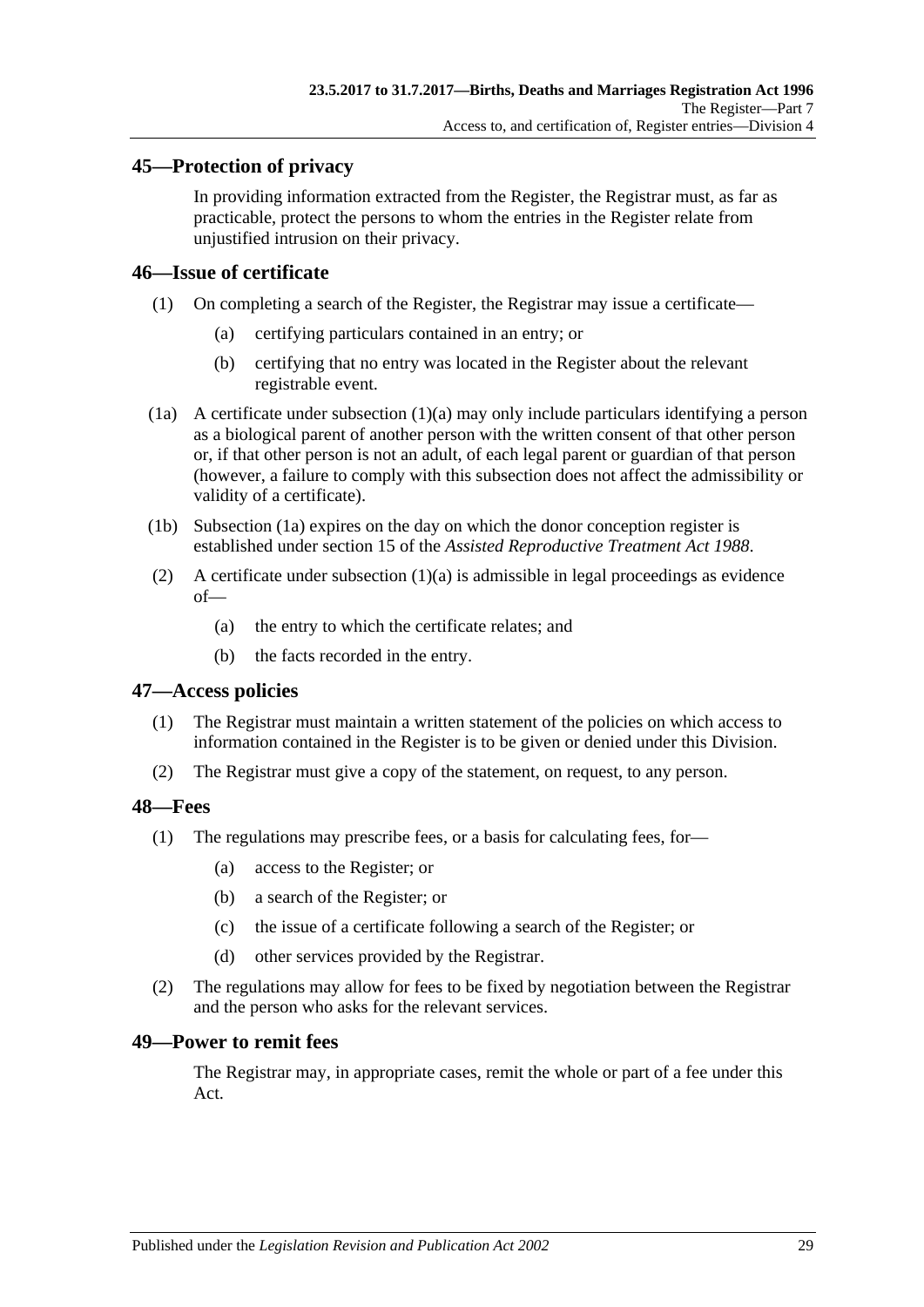## 45—Protection of privacy

In providing information extracted from the Register, the Registrar must, as far as practicable, protect the persons to whom the entries in the Register relate from unjustified intrusion on their privacy.

## 46—Issue of certificate

(1) On completing a search of the Register, the Registrar may issue a certificate—

(a) certifying particulars contained in an entry; or

(b) certifying that no entry was located in the Register about the relevant registrable event.

(1a) A certificate under subsection (1)(a) may only include particulars identifying a person as a biological parent of another person with the written consent of that other person or, if that other person is not an adult, of each legal parent or guardian of that person (however, a failure to comply with this subsection does not affect the admissibility or validity of a certificate).

(1b) Subsection (1a) expires on the day on which the donor conception register is established under section 15 of the *Assisted Reproductive Treatment Act 1988*.

(2) A certificate under subsection (1)(a) is admissible in legal proceedings as evidence of—

(a) the entry to which the certificate relates; and

(b) the facts recorded in the entry.

## 47—Access policies

(1) The Registrar must maintain a written statement of the policies on which access to information contained in the Register is to be given or denied under this Division.

(2) The Registrar must give a copy of the statement, on request, to any person.

## 48—Fees

(1) The regulations may prescribe fees, or a basis for calculating fees, for—

(a) access to the Register; or

(b) a search of the Register; or

(c) the issue of a certificate following a search of the Register; or

(d) other services provided by the Registrar.

(2) The regulations may allow for fees to be fixed by negotiation between the Registrar and the person who asks for the relevant services.

## 49—Power to remit fees

The Registrar may, in appropriate cases, remit the whole or part of a fee under this Act.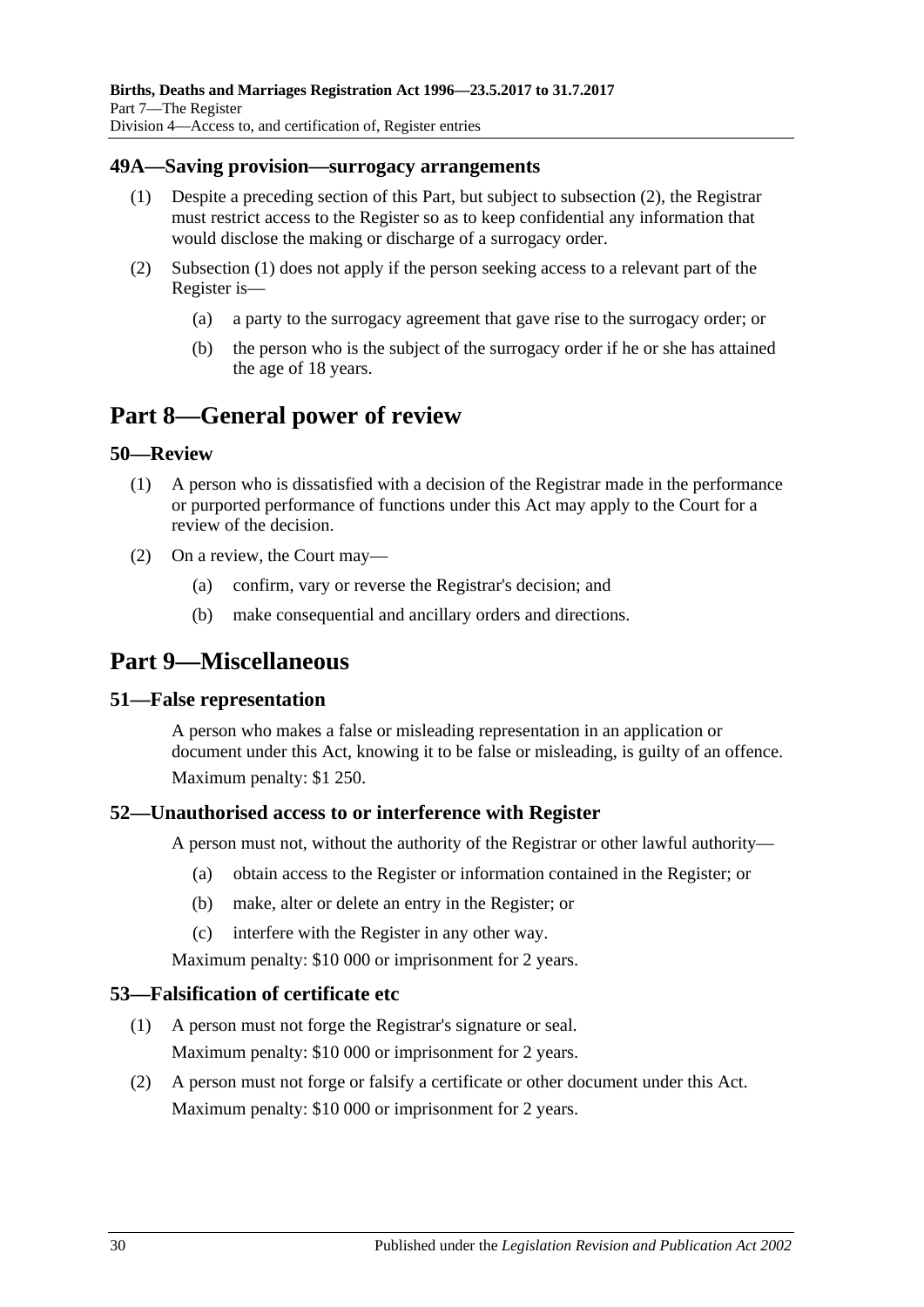### 49A—Saving provision—surrogacy arrangements

(1) Despite a preceding section of this Part, but subject to subsection (2), the Registrar must restrict access to the Register so as to keep confidential any information that would disclose the making or discharge of a surrogacy order.

(2) Subsection (1) does not apply if the person seeking access to a relevant part of the Register is—

  (a) a party to the surrogacy agreement that gave rise to the surrogacy order; or

  (b) the person who is the subject of the surrogacy order if he or she has attained the age of 18 years.

# Part 8—General power of review

### 50—Review

(1) A person who is dissatisfied with a decision of the Registrar made in the performance or purported performance of functions under this Act may apply to the Court for a review of the decision.

(2) On a review, the Court may—

  (a) confirm, vary or reverse the Registrar's decision; and

  (b) make consequential and ancillary orders and directions.

# Part 9—Miscellaneous

### 51—False representation

A person who makes a false or misleading representation in an application or document under this Act, knowing it to be false or misleading, is guilty of an offence.

Maximum penalty: $1 250.

### 52—Unauthorised access to or interference with Register

A person must not, without the authority of the Registrar or other lawful authority—

  (a) obtain access to the Register or information contained in the Register; or

  (b) make, alter or delete an entry in the Register; or

  (c) interfere with the Register in any other way.

Maximum penalty: $10 000 or imprisonment for 2 years.

### 53—Falsification of certificate etc

(1) A person must not forge the Registrar's signature or seal.

Maximum penalty: $10 000 or imprisonment for 2 years.

(2) A person must not forge or falsify a certificate or other document under this Act.

Maximum penalty: $10 000 or imprisonment for 2 years.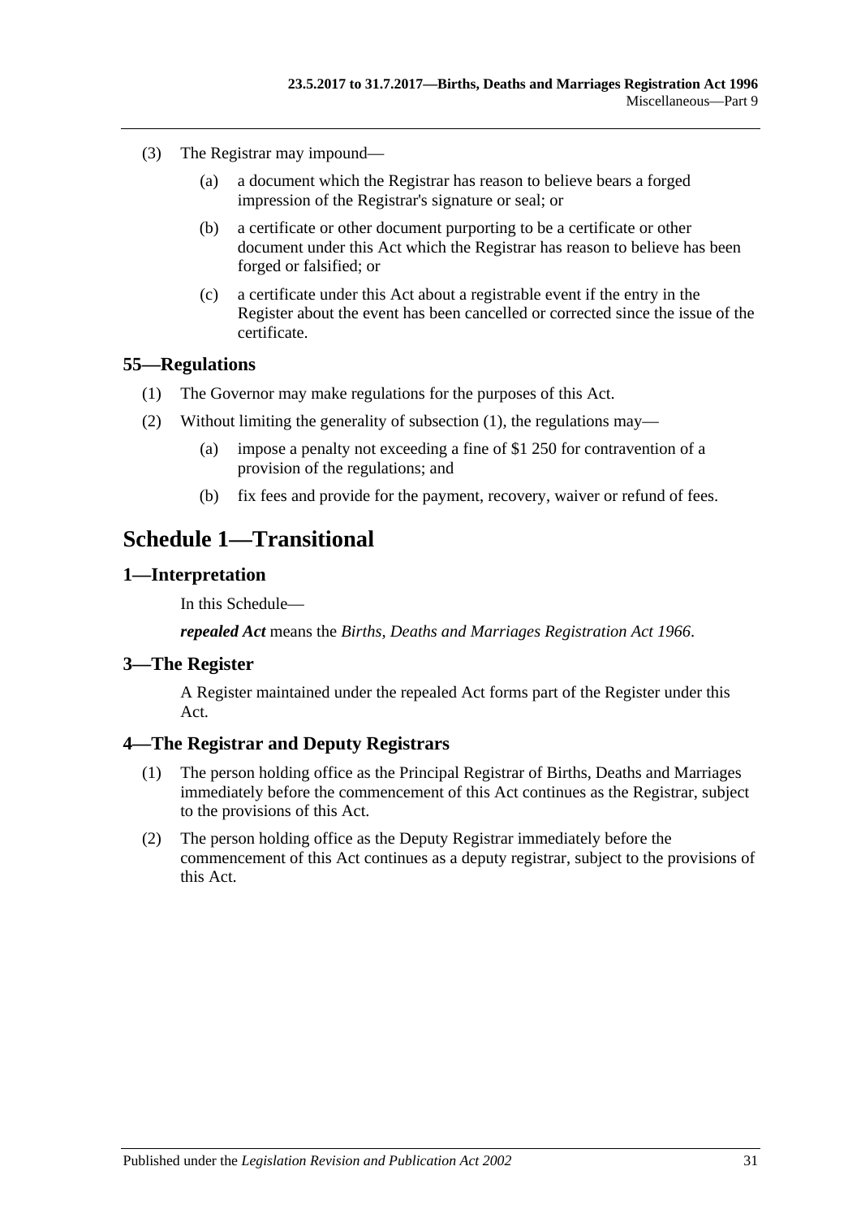(3) The Registrar may impound—

(a) a document which the Registrar has reason to believe bears a forged impression of the Registrar's signature or seal; or

(b) a certificate or other document purporting to be a certificate or other document under this Act which the Registrar has reason to believe has been forged or falsified; or

(c) a certificate under this Act about a registrable event if the entry in the Register about the event has been cancelled or corrected since the issue of the certificate.

### 55—Regulations

(1) The Governor may make regulations for the purposes of this Act.

(2) Without limiting the generality of subsection (1), the regulations may—

(a) impose a penalty not exceeding a fine of $1 250 for contravention of a provision of the regulations; and

(b) fix fees and provide for the payment, recovery, waiver or refund of fees.

## Schedule 1—Transitional

### 1—Interpretation

In this Schedule—

***repealed Act*** means the *Births, Deaths and Marriages Registration Act 1966*.

### 3—The Register

A Register maintained under the repealed Act forms part of the Register under this Act.

### 4—The Registrar and Deputy Registrars

(1) The person holding office as the Principal Registrar of Births, Deaths and Marriages immediately before the commencement of this Act continues as the Registrar, subject to the provisions of this Act.

(2) The person holding office as the Deputy Registrar immediately before the commencement of this Act continues as a deputy registrar, subject to the provisions of this Act.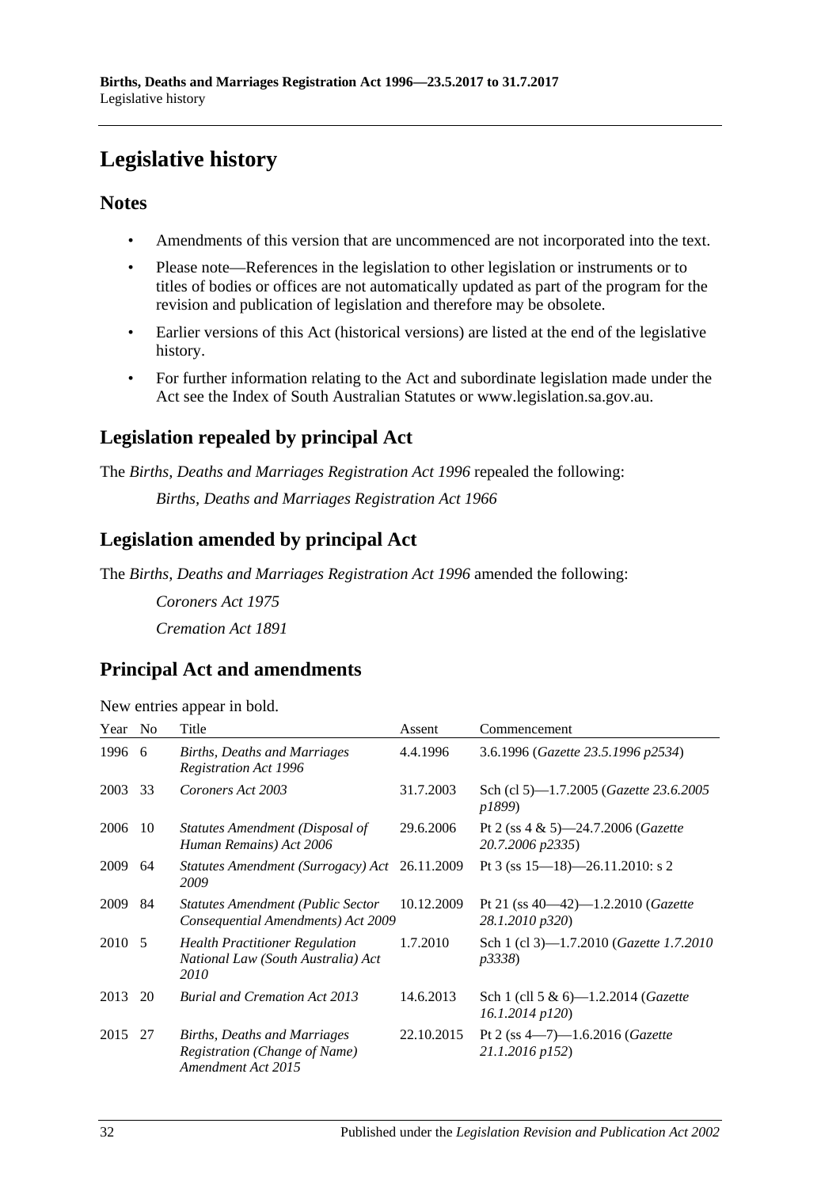# Legislative history

## Notes

- Amendments of this version that are uncommenced are not incorporated into the text.
- Please note—References in the legislation to other legislation or instruments or to titles of bodies or offices are not automatically updated as part of the program for the revision and publication of legislation and therefore may be obsolete.
- Earlier versions of this Act (historical versions) are listed at the end of the legislative history.
- For further information relating to the Act and subordinate legislation made under the Act see the Index of South Australian Statutes or www.legislation.sa.gov.au.

## Legislation repealed by principal Act

The *Births, Deaths and Marriages Registration Act 1996* repealed the following:

*Births, Deaths and Marriages Registration Act 1966*

## Legislation amended by principal Act

The *Births, Deaths and Marriages Registration Act 1996* amended the following:

*Coroners Act 1975*

*Cremation Act 1891*

## Principal Act and amendments

New entries appear in bold.

| Year | No | Title | Assent | Commencement |
|---|---|---|---|---|
| 1996 | 6 | *Births, Deaths and Marriages Registration Act 1996* | 4.4.1996 | 3.6.1996 (*Gazette 23.5.1996 p2534*) |
| 2003 | 33 | *Coroners Act 2003* | 31.7.2003 | Sch (cl 5)—1.7.2005 (*Gazette 23.6.2005 p1899*) |
| 2006 | 10 | *Statutes Amendment (Disposal of Human Remains) Act 2006* | 29.6.2006 | Pt 2 (ss 4 & 5)—24.7.2006 (*Gazette 20.7.2006 p2335*) |
| 2009 | 64 | *Statutes Amendment (Surrogacy) Act 2009* | 26.11.2009 | Pt 3 (ss 15—18)—26.11.2010: s 2 |
| 2009 | 84 | *Statutes Amendment (Public Sector Consequential Amendments) Act 2009* | 10.12.2009 | Pt 21 (ss 40—42)—1.2.2010 (*Gazette 28.1.2010 p320*) |
| 2010 | 5 | *Health Practitioner Regulation National Law (South Australia) Act 2010* | 1.7.2010 | Sch 1 (cl 3)—1.7.2010 (*Gazette 1.7.2010 p3338*) |
| 2013 | 20 | *Burial and Cremation Act 2013* | 14.6.2013 | Sch 1 (cll 5 & 6)—1.2.2014 (*Gazette 16.1.2014 p120*) |
| 2015 | 27 | *Births, Deaths and Marriages Registration (Change of Name) Amendment Act 2015* | 22.10.2015 | Pt 2 (ss 4—7)—1.6.2016 (*Gazette 21.1.2016 p152*) |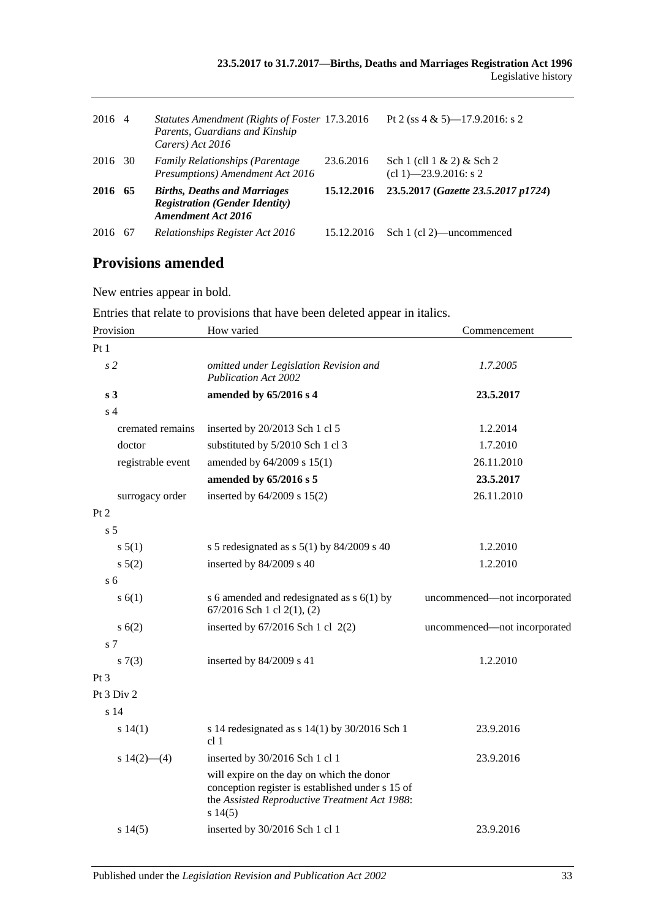| | | | | |
|---|---|---|---|---|
| 2016 | 4 | *Statutes Amendment (Rights of Foster Parents, Guardians and Kinship Carers) Act 2016* | 17.3.2016 | Pt 2 (ss 4 & 5)—17.9.2016: s 2 |
| 2016 | 30 | *Family Relationships (Parentage Presumptions) Amendment Act 2016* | 23.6.2016 | Sch 1 (cll 1 & 2) & Sch 2 (cl 1)—23.9.2016: s 2 |
| **2016** | **65** | ***Births, Deaths and Marriages Registration (Gender Identity) Amendment Act 2016*** | **15.12.2016** | **23.5.2017 (*Gazette 23.5.2017 p1724*)** |
| 2016 | 67 | *Relationships Register Act 2016* | 15.12.2016 | Sch 1 (cl 2)—uncommenced |

## Provisions amended

New entries appear in bold.

Entries that relate to provisions that have been deleted appear in italics.

| Provision | How varied | Commencement |
|---|---|---|
| Pt 1 | | |
| *s 2* | *omitted under Legislation Revision and Publication Act 2002* | *1.7.2005* |
| **s 3** | **amended by 65/2016 s 4** | **23.5.2017** |
| s 4 | | |
| cremated remains | inserted by 20/2013 Sch 1 cl 5 | 1.2.2014 |
| doctor | substituted by 5/2010 Sch 1 cl 3 | 1.7.2010 |
| registrable event | amended by 64/2009 s 15(1) | 26.11.2010 |
| | **amended by 65/2016 s 5** | **23.5.2017** |
| surrogacy order | inserted by 64/2009 s 15(2) | 26.11.2010 |
| Pt 2 | | |
| s 5 | | |
| s 5(1) | s 5 redesignated as s 5(1) by 84/2009 s 40 | 1.2.2010 |
| s 5(2) | inserted by 84/2009 s 40 | 1.2.2010 |
| s 6 | | |
| s 6(1) | s 6 amended and redesignated as s 6(1) by 67/2016 Sch 1 cl 2(1), (2) | uncommenced—not incorporated |
| s 6(2) | inserted by 67/2016 Sch 1 cl 2(2) | uncommenced—not incorporated |
| s 7 | | |
| s 7(3) | inserted by 84/2009 s 41 | 1.2.2010 |
| Pt 3 | | |
| Pt 3 Div 2 | | |
| s 14 | | |
| s 14(1) | s 14 redesignated as s 14(1) by 30/2016 Sch 1 cl 1 | 23.9.2016 |
| s 14(2)—(4) | inserted by 30/2016 Sch 1 cl 1 | 23.9.2016 |
| | will expire on the day on which the donor conception register is established under s 15 of the *Assisted Reproductive Treatment Act 1988*: s 14(5) | |
| s 14(5) | inserted by 30/2016 Sch 1 cl 1 | 23.9.2016 |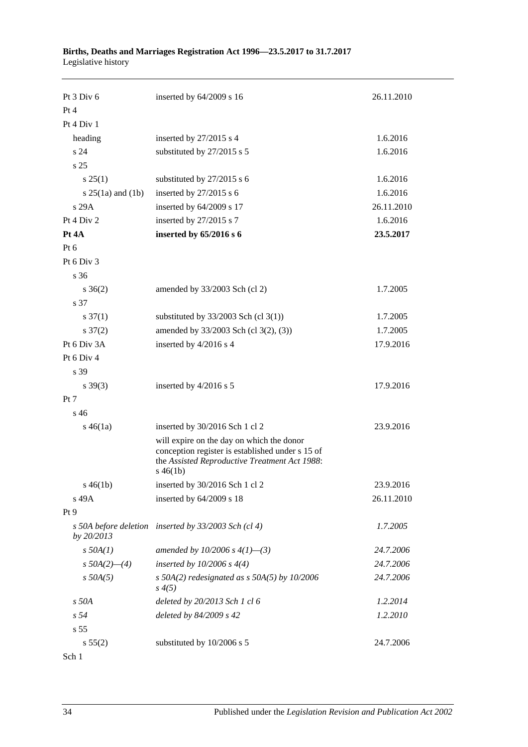| | | |
|---|---|---|
| Pt 3 Div 6 | inserted by 64/2009 s 16 | 26.11.2010 |
| Pt 4 | | |
| Pt 4 Div 1 | | |
| heading | inserted by 27/2015 s 4 | 1.6.2016 |
| s 24 | substituted by 27/2015 s 5 | 1.6.2016 |
| s 25 | | |
| s 25(1) | substituted by 27/2015 s 6 | 1.6.2016 |
| s 25(1a) and (1b) | inserted by 27/2015 s 6 | 1.6.2016 |
| s 29A | inserted by 64/2009 s 17 | 26.11.2010 |
| Pt 4 Div 2 | inserted by 27/2015 s 7 | 1.6.2016 |
| **Pt 4A** | **inserted by 65/2016 s 6** | **23.5.2017** |
| Pt 6 | | |
| Pt 6 Div 3 | | |
| s 36 | | |
| s 36(2) | amended by 33/2003 Sch (cl 2) | 1.7.2005 |
| s 37 | | |
| s 37(1) | substituted by 33/2003 Sch (cl 3(1)) | 1.7.2005 |
| s 37(2) | amended by 33/2003 Sch (cl 3(2), (3)) | 1.7.2005 |
| Pt 6 Div 3A | inserted by 4/2016 s 4 | 17.9.2016 |
| Pt 6 Div 4 | | |
| s 39 | | |
| s 39(3) | inserted by 4/2016 s 5 | 17.9.2016 |
| Pt 7 | | |
| s 46 | | |
| s 46(1a) | inserted by 30/2016 Sch 1 cl 2 | 23.9.2016 |
| | will expire on the day on which the donor conception register is established under s 15 of the *Assisted Reproductive Treatment Act 1988*: s 46(1b) | |
| s 46(1b) | inserted by 30/2016 Sch 1 cl 2 | 23.9.2016 |
| s 49A | inserted by 64/2009 s 18 | 26.11.2010 |
| Pt 9 | | |
| *s 50A before deletion by 20/2013* | *inserted by 33/2003 Sch (cl 4)* | *1.7.2005* |
| *s 50A(1)* | *amended by 10/2006 s 4(1)—(3)* | *24.7.2006* |
| *s 50A(2)—(4)* | *inserted by 10/2006 s 4(4)* | *24.7.2006* |
| *s 50A(5)* | *s 50A(2) redesignated as s 50A(5) by 10/2006 s 4(5)* | *24.7.2006* |
| *s 50A* | *deleted by 20/2013 Sch 1 cl 6* | *1.2.2014* |
| *s 54* | *deleted by 84/2009 s 42* | *1.2.2010* |
| s 55 | | |
| s 55(2) | substituted by 10/2006 s 5 | 24.7.2006 |
| Sch 1 | | |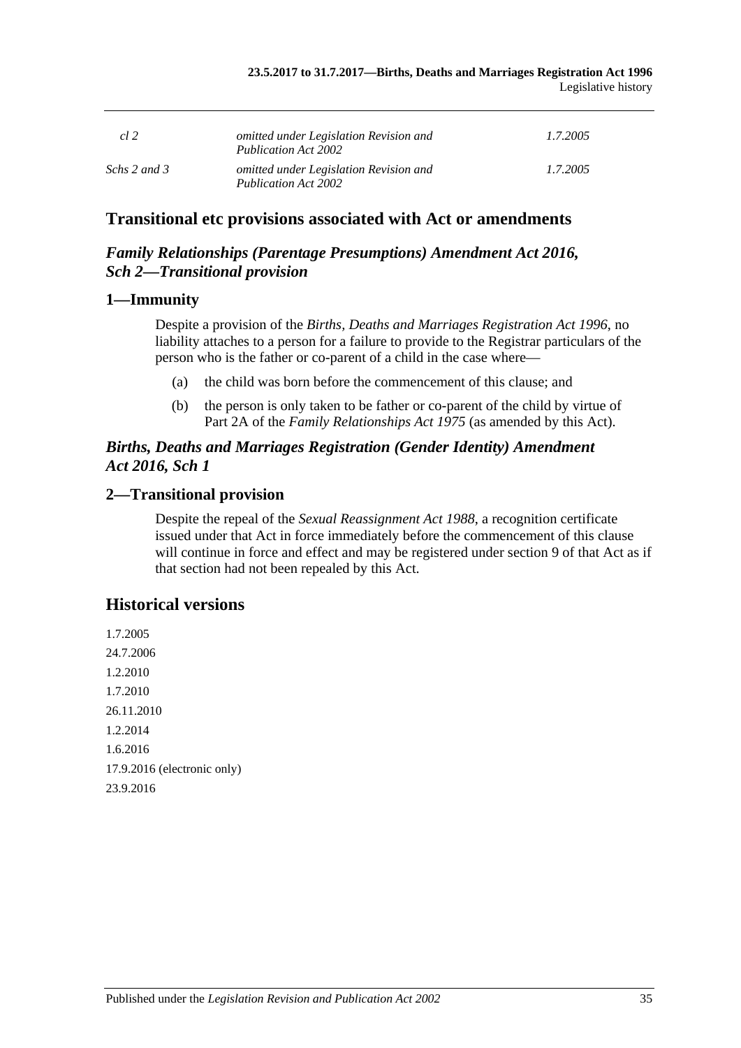| | | |
|---|---|---|
| *cl 2* | *omitted under Legislation Revision and Publication Act 2002* | *1.7.2005* |
| *Schs 2 and 3* | *omitted under Legislation Revision and Publication Act 2002* | *1.7.2005* |

## Transitional etc provisions associated with Act or amendments

### *Family Relationships (Parentage Presumptions) Amendment Act 2016, Sch 2—Transitional provision*

### 1—Immunity

Despite a provision of the *Births, Deaths and Marriages Registration Act 1996*, no liability attaches to a person for a failure to provide to the Registrar particulars of the person who is the father or co-parent of a child in the case where—

(a) the child was born before the commencement of this clause; and

(b) the person is only taken to be father or co-parent of the child by virtue of Part 2A of the *Family Relationships Act 1975* (as amended by this Act).

### *Births, Deaths and Marriages Registration (Gender Identity) Amendment Act 2016, Sch 1*

### 2—Transitional provision

Despite the repeal of the *Sexual Reassignment Act 1988*, a recognition certificate issued under that Act in force immediately before the commencement of this clause will continue in force and effect and may be registered under section 9 of that Act as if that section had not been repealed by this Act.

## Historical versions

1.7.2005

24.7.2006

1.2.2010

1.7.2010

26.11.2010

1.2.2014

1.6.2016

17.9.2016 (electronic only)

23.9.2016